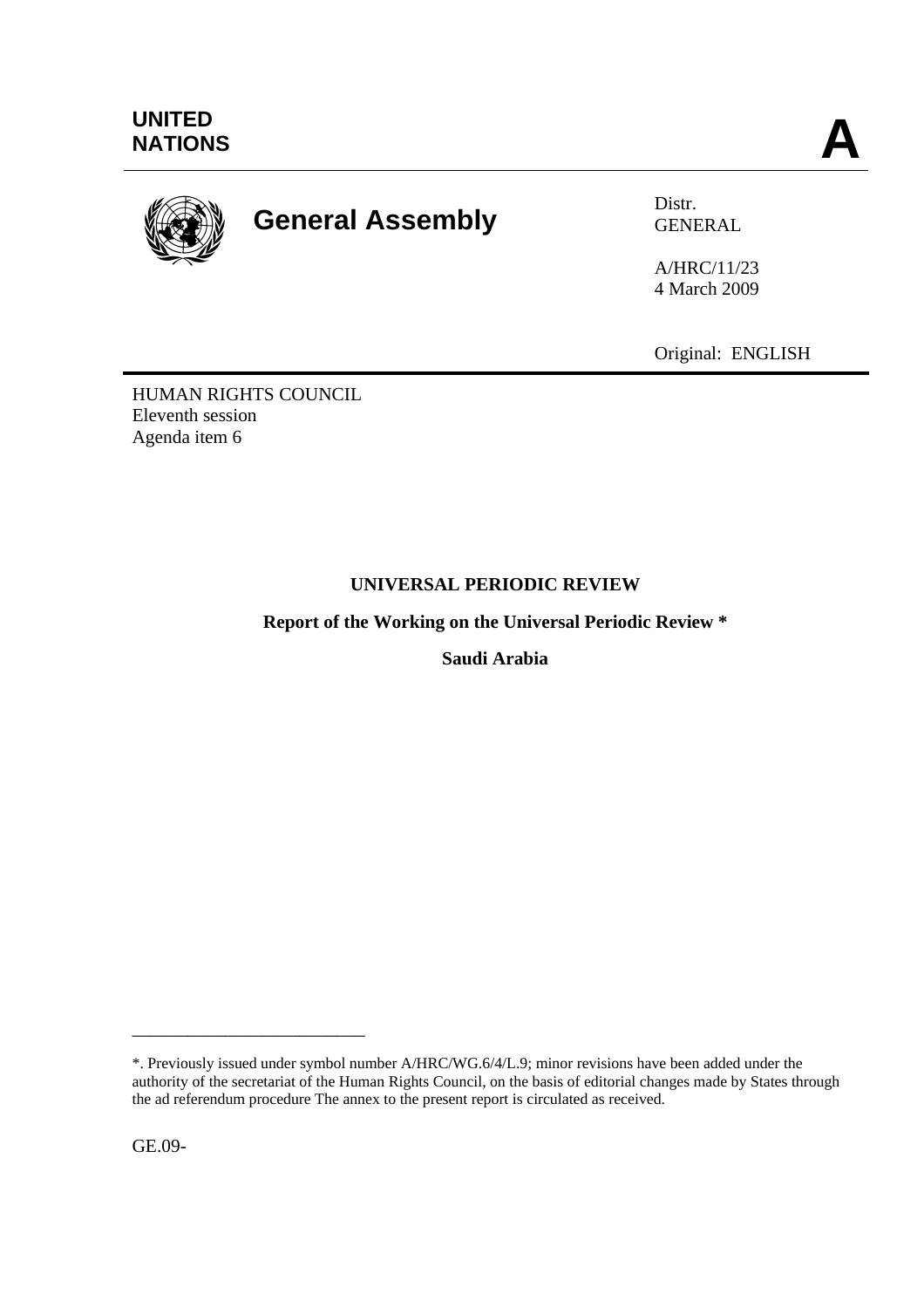**UNITED NATIONS** **A**

# General Assembly

Distr.
GENERAL

A/HRC/11/23
4 March 2009

Original: ENGLISH

HUMAN RIGHTS COUNCIL
Eleventh session
Agenda item 6

**UNIVERSAL PERIODIC REVIEW**

**Report of the Working on the Universal Periodic Review \***

**Saudi Arabia**

---

\*. Previously issued under symbol number A/HRC/WG.6/4/L.9; minor revisions have been added under the authority of the secretariat of the Human Rights Council, on the basis of editorial changes made by States through the ad referendum procedure The annex to the present report is circulated as received.

GE.09-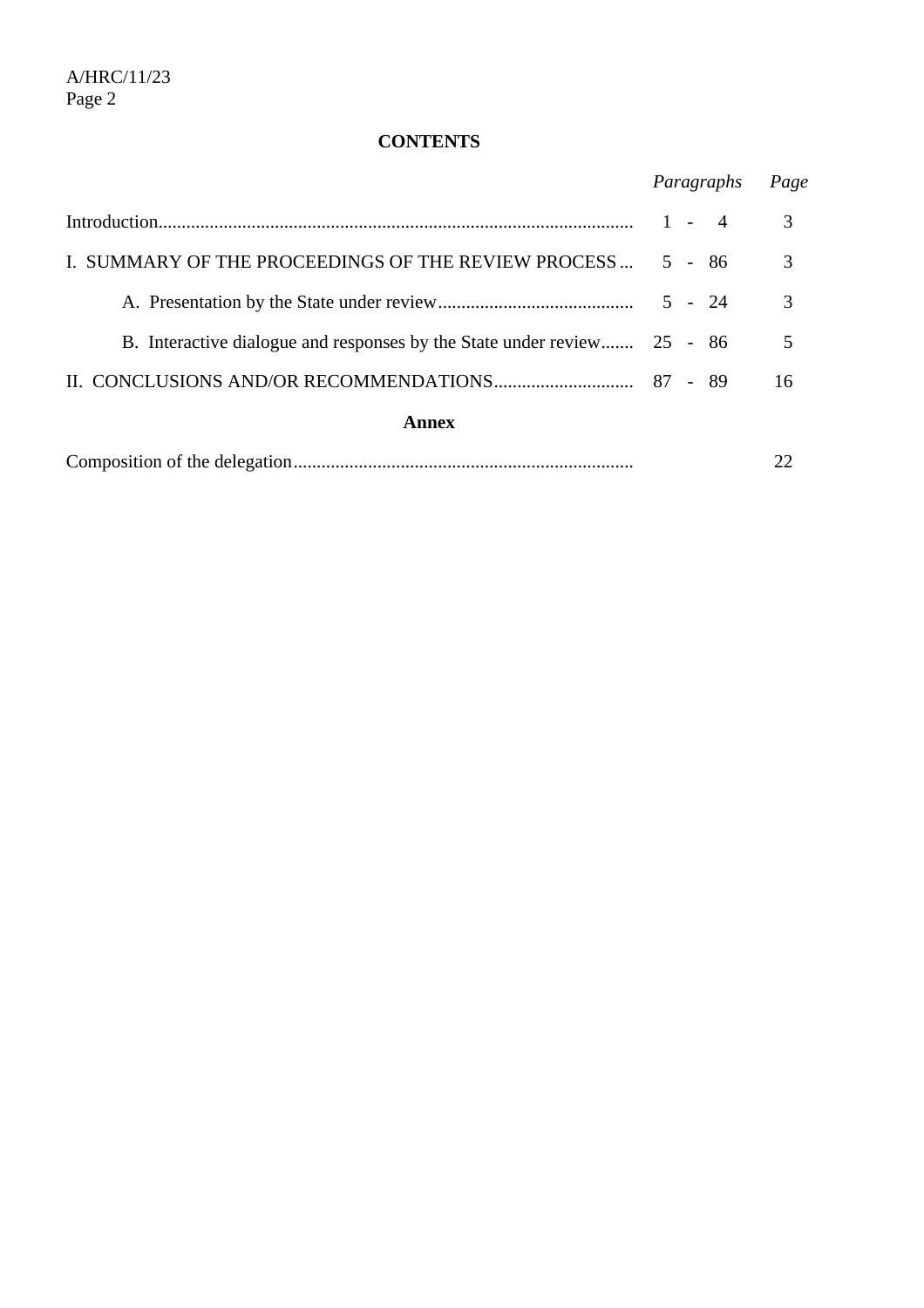## CONTENTS

| | *Paragraphs* | *Page* |
|---|---|---|
| Introduction | 1 - 4 | 3 |
| I. SUMMARY OF THE PROCEEDINGS OF THE REVIEW PROCESS | 5 - 86 | 3 |
| A. Presentation by the State under review | 5 - 24 | 3 |
| B. Interactive dialogue and responses by the State under review | 25 - 86 | 5 |
| II. CONCLUSIONS AND/OR RECOMMENDATIONS | 87 - 89 | 16 |

**Annex**

| | | |
|---|---|---|
| Composition of the delegation | | 22 |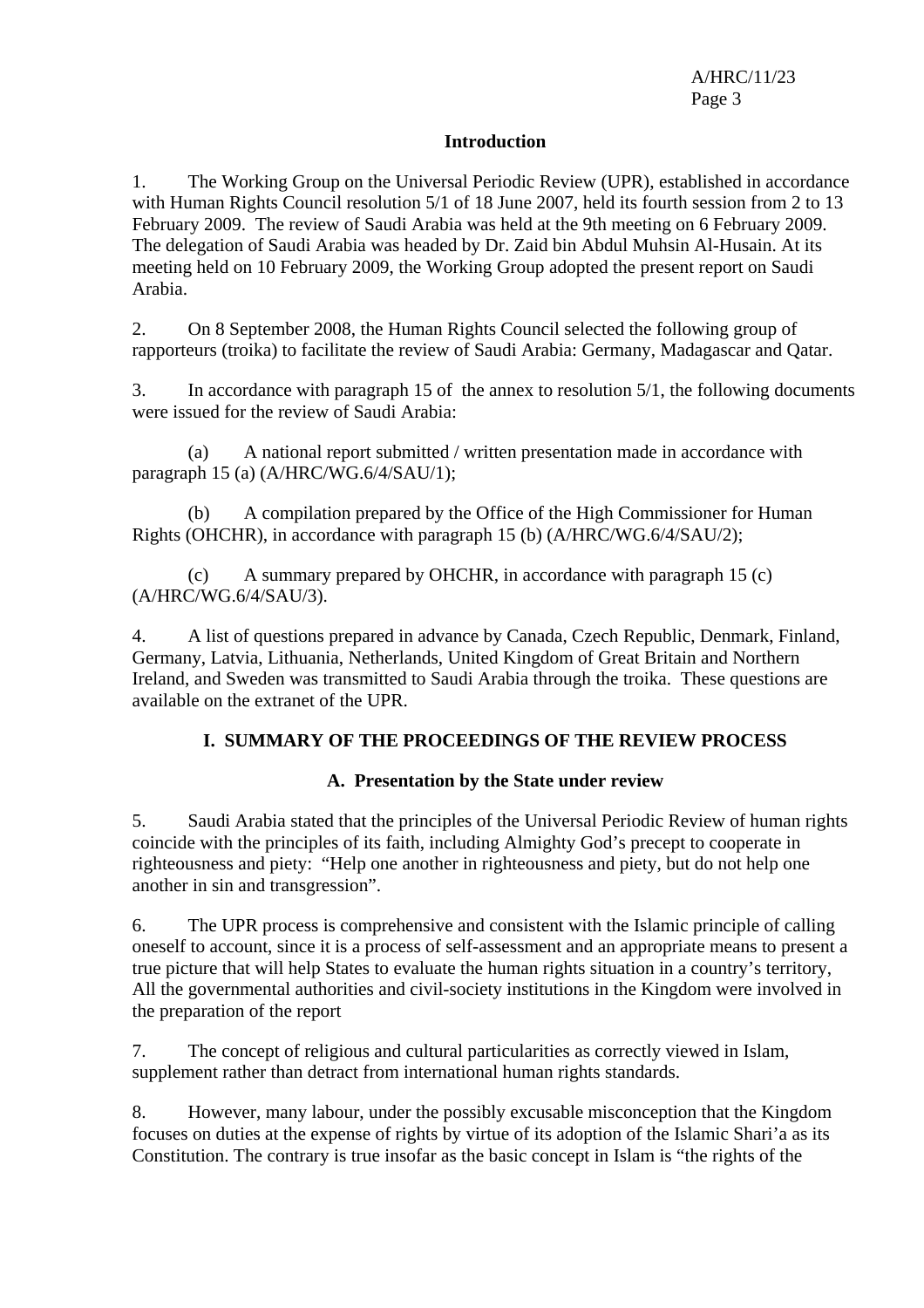## Introduction

1. The Working Group on the Universal Periodic Review (UPR), established in accordance with Human Rights Council resolution 5/1 of 18 June 2007, held its fourth session from 2 to 13 February 2009. The review of Saudi Arabia was held at the 9th meeting on 6 February 2009. The delegation of Saudi Arabia was headed by Dr. Zaid bin Abdul Muhsin Al-Husain. At its meeting held on 10 February 2009, the Working Group adopted the present report on Saudi Arabia.

2. On 8 September 2008, the Human Rights Council selected the following group of rapporteurs (troika) to facilitate the review of Saudi Arabia: Germany, Madagascar and Qatar.

3. In accordance with paragraph 15 of the annex to resolution 5/1, the following documents were issued for the review of Saudi Arabia:

(a) A national report submitted / written presentation made in accordance with paragraph 15 (a) (A/HRC/WG.6/4/SAU/1);

(b) A compilation prepared by the Office of the High Commissioner for Human Rights (OHCHR), in accordance with paragraph 15 (b) (A/HRC/WG.6/4/SAU/2);

(c) A summary prepared by OHCHR, in accordance with paragraph 15 (c) (A/HRC/WG.6/4/SAU/3).

4. A list of questions prepared in advance by Canada, Czech Republic, Denmark, Finland, Germany, Latvia, Lithuania, Netherlands, United Kingdom of Great Britain and Northern Ireland, and Sweden was transmitted to Saudi Arabia through the troika. These questions are available on the extranet of the UPR.

# I. SUMMARY OF THE PROCEEDINGS OF THE REVIEW PROCESS

## A. Presentation by the State under review

5. Saudi Arabia stated that the principles of the Universal Periodic Review of human rights coincide with the principles of its faith, including Almighty God's precept to cooperate in righteousness and piety: "Help one another in righteousness and piety, but do not help one another in sin and transgression".

6. The UPR process is comprehensive and consistent with the Islamic principle of calling oneself to account, since it is a process of self-assessment and an appropriate means to present a true picture that will help States to evaluate the human rights situation in a country's territory, All the governmental authorities and civil-society institutions in the Kingdom were involved in the preparation of the report

7. The concept of religious and cultural particularities as correctly viewed in Islam, supplement rather than detract from international human rights standards.

8. However, many labour, under the possibly excusable misconception that the Kingdom focuses on duties at the expense of rights by virtue of its adoption of the Islamic Shari'a as its Constitution. The contrary is true insofar as the basic concept in Islam is "the rights of the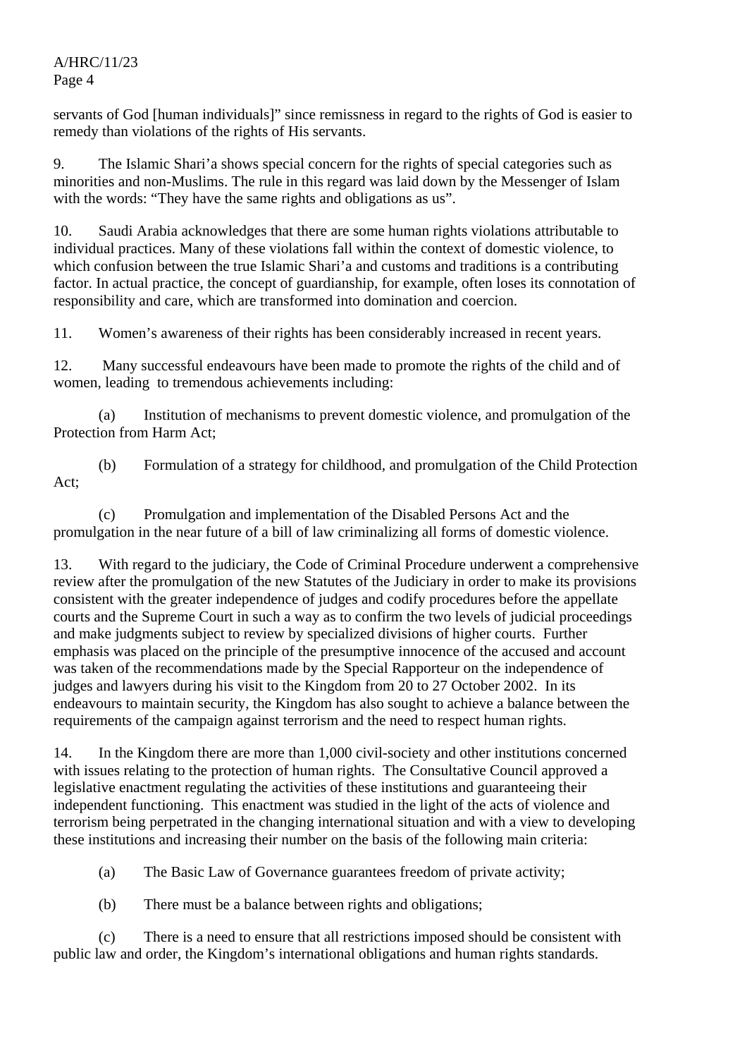servants of God [human individuals]" since remissness in regard to the rights of God is easier to remedy than violations of the rights of His servants.

9. The Islamic Shari'a shows special concern for the rights of special categories such as minorities and non-Muslims. The rule in this regard was laid down by the Messenger of Islam with the words: "They have the same rights and obligations as us".

10. Saudi Arabia acknowledges that there are some human rights violations attributable to individual practices. Many of these violations fall within the context of domestic violence, to which confusion between the true Islamic Shari'a and customs and traditions is a contributing factor. In actual practice, the concept of guardianship, for example, often loses its connotation of responsibility and care, which are transformed into domination and coercion.

11. Women's awareness of their rights has been considerably increased in recent years.

12. Many successful endeavours have been made to promote the rights of the child and of women, leading to tremendous achievements including:

(a) Institution of mechanisms to prevent domestic violence, and promulgation of the Protection from Harm Act;

(b) Formulation of a strategy for childhood, and promulgation of the Child Protection Act;

(c) Promulgation and implementation of the Disabled Persons Act and the promulgation in the near future of a bill of law criminalizing all forms of domestic violence.

13. With regard to the judiciary, the Code of Criminal Procedure underwent a comprehensive review after the promulgation of the new Statutes of the Judiciary in order to make its provisions consistent with the greater independence of judges and codify procedures before the appellate courts and the Supreme Court in such a way as to confirm the two levels of judicial proceedings and make judgments subject to review by specialized divisions of higher courts. Further emphasis was placed on the principle of the presumptive innocence of the accused and account was taken of the recommendations made by the Special Rapporteur on the independence of judges and lawyers during his visit to the Kingdom from 20 to 27 October 2002. In its endeavours to maintain security, the Kingdom has also sought to achieve a balance between the requirements of the campaign against terrorism and the need to respect human rights.

14. In the Kingdom there are more than 1,000 civil-society and other institutions concerned with issues relating to the protection of human rights. The Consultative Council approved a legislative enactment regulating the activities of these institutions and guaranteeing their independent functioning. This enactment was studied in the light of the acts of violence and terrorism being perpetrated in the changing international situation and with a view to developing these institutions and increasing their number on the basis of the following main criteria:

(a) The Basic Law of Governance guarantees freedom of private activity;

(b) There must be a balance between rights and obligations;

(c) There is a need to ensure that all restrictions imposed should be consistent with public law and order, the Kingdom's international obligations and human rights standards.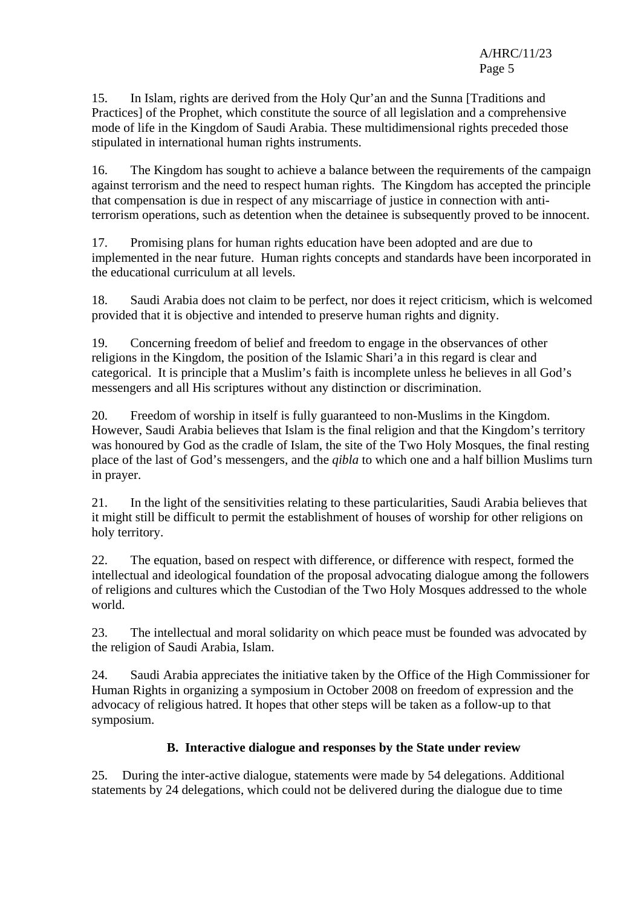15. In Islam, rights are derived from the Holy Qur'an and the Sunna [Traditions and Practices] of the Prophet, which constitute the source of all legislation and a comprehensive mode of life in the Kingdom of Saudi Arabia. These multidimensional rights preceded those stipulated in international human rights instruments.

16. The Kingdom has sought to achieve a balance between the requirements of the campaign against terrorism and the need to respect human rights. The Kingdom has accepted the principle that compensation is due in respect of any miscarriage of justice in connection with anti-terrorism operations, such as detention when the detainee is subsequently proved to be innocent.

17. Promising plans for human rights education have been adopted and are due to implemented in the near future. Human rights concepts and standards have been incorporated in the educational curriculum at all levels.

18. Saudi Arabia does not claim to be perfect, nor does it reject criticism, which is welcomed provided that it is objective and intended to preserve human rights and dignity.

19. Concerning freedom of belief and freedom to engage in the observances of other religions in the Kingdom, the position of the Islamic Shari'a in this regard is clear and categorical. It is principle that a Muslim's faith is incomplete unless he believes in all God's messengers and all His scriptures without any distinction or discrimination.

20. Freedom of worship in itself is fully guaranteed to non-Muslims in the Kingdom. However, Saudi Arabia believes that Islam is the final religion and that the Kingdom's territory was honoured by God as the cradle of Islam, the site of the Two Holy Mosques, the final resting place of the last of God's messengers, and the *qibla* to which one and a half billion Muslims turn in prayer.

21. In the light of the sensitivities relating to these particularities, Saudi Arabia believes that it might still be difficult to permit the establishment of houses of worship for other religions on holy territory.

22. The equation, based on respect with difference, or difference with respect, formed the intellectual and ideological foundation of the proposal advocating dialogue among the followers of religions and cultures which the Custodian of the Two Holy Mosques addressed to the whole world.

23. The intellectual and moral solidarity on which peace must be founded was advocated by the religion of Saudi Arabia, Islam.

24. Saudi Arabia appreciates the initiative taken by the Office of the High Commissioner for Human Rights in organizing a symposium in October 2008 on freedom of expression and the advocacy of religious hatred. It hopes that other steps will be taken as a follow-up to that symposium.

### B. Interactive dialogue and responses by the State under review

25. During the inter-active dialogue, statements were made by 54 delegations. Additional statements by 24 delegations, which could not be delivered during the dialogue due to time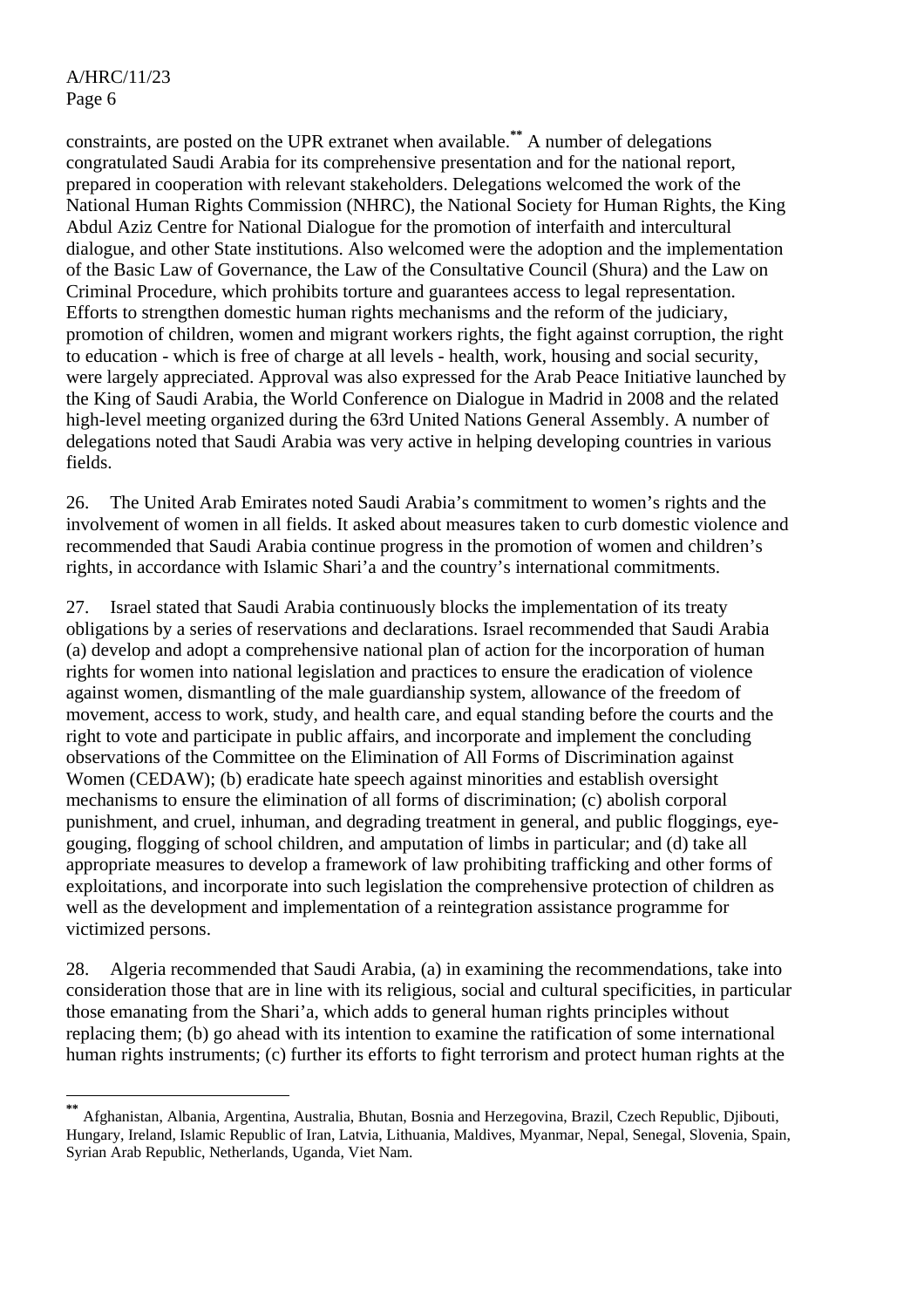constraints, are posted on the UPR extranet when available.[**] A number of delegations congratulated Saudi Arabia for its comprehensive presentation and for the national report, prepared in cooperation with relevant stakeholders. Delegations welcomed the work of the National Human Rights Commission (NHRC), the National Society for Human Rights, the King Abdul Aziz Centre for National Dialogue for the promotion of interfaith and intercultural dialogue, and other State institutions. Also welcomed were the adoption and the implementation of the Basic Law of Governance, the Law of the Consultative Council (Shura) and the Law on Criminal Procedure, which prohibits torture and guarantees access to legal representation. Efforts to strengthen domestic human rights mechanisms and the reform of the judiciary, promotion of children, women and migrant workers rights, the fight against corruption, the right to education - which is free of charge at all levels - health, work, housing and social security, were largely appreciated. Approval was also expressed for the Arab Peace Initiative launched by the King of Saudi Arabia, the World Conference on Dialogue in Madrid in 2008 and the related high-level meeting organized during the 63rd United Nations General Assembly. A number of delegations noted that Saudi Arabia was very active in helping developing countries in various fields.

26. The United Arab Emirates noted Saudi Arabia's commitment to women's rights and the involvement of women in all fields. It asked about measures taken to curb domestic violence and recommended that Saudi Arabia continue progress in the promotion of women and children's rights, in accordance with Islamic Shari'a and the country's international commitments.

27. Israel stated that Saudi Arabia continuously blocks the implementation of its treaty obligations by a series of reservations and declarations. Israel recommended that Saudi Arabia (a) develop and adopt a comprehensive national plan of action for the incorporation of human rights for women into national legislation and practices to ensure the eradication of violence against women, dismantling of the male guardianship system, allowance of the freedom of movement, access to work, study, and health care, and equal standing before the courts and the right to vote and participate in public affairs, and incorporate and implement the concluding observations of the Committee on the Elimination of All Forms of Discrimination against Women (CEDAW); (b) eradicate hate speech against minorities and establish oversight mechanisms to ensure the elimination of all forms of discrimination; (c) abolish corporal punishment, and cruel, inhuman, and degrading treatment in general, and public floggings, eye-gouging, flogging of school children, and amputation of limbs in particular; and (d) take all appropriate measures to develop a framework of law prohibiting trafficking and other forms of exploitations, and incorporate into such legislation the comprehensive protection of children as well as the development and implementation of a reintegration assistance programme for victimized persons.

28. Algeria recommended that Saudi Arabia, (a) in examining the recommendations, take into consideration those that are in line with its religious, social and cultural specificities, in particular those emanating from the Shari'a, which adds to general human rights principles without replacing them; (b) go ahead with its intention to examine the ratification of some international human rights instruments; (c) further its efforts to fight terrorism and protect human rights at the

---

[**] Afghanistan, Albania, Argentina, Australia, Bhutan, Bosnia and Herzegovina, Brazil, Czech Republic, Djibouti, Hungary, Ireland, Islamic Republic of Iran, Latvia, Lithuania, Maldives, Myanmar, Nepal, Senegal, Slovenia, Spain, Syrian Arab Republic, Netherlands, Uganda, Viet Nam.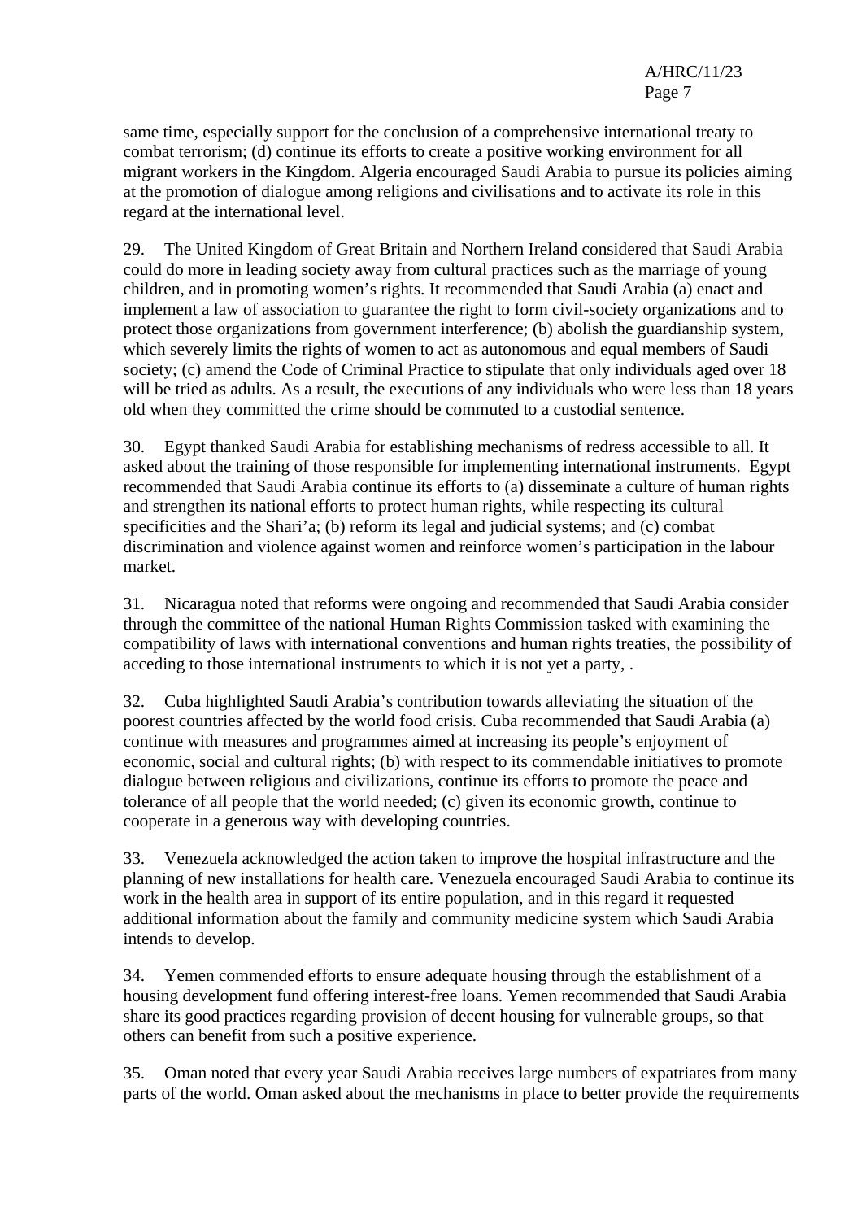same time, especially support for the conclusion of a comprehensive international treaty to combat terrorism; (d) continue its efforts to create a positive working environment for all migrant workers in the Kingdom. Algeria encouraged Saudi Arabia to pursue its policies aiming at the promotion of dialogue among religions and civilisations and to activate its role in this regard at the international level.

29. The United Kingdom of Great Britain and Northern Ireland considered that Saudi Arabia could do more in leading society away from cultural practices such as the marriage of young children, and in promoting women's rights. It recommended that Saudi Arabia (a) enact and implement a law of association to guarantee the right to form civil-society organizations and to protect those organizations from government interference; (b) abolish the guardianship system, which severely limits the rights of women to act as autonomous and equal members of Saudi society; (c) amend the Code of Criminal Practice to stipulate that only individuals aged over 18 will be tried as adults. As a result, the executions of any individuals who were less than 18 years old when they committed the crime should be commuted to a custodial sentence.

30. Egypt thanked Saudi Arabia for establishing mechanisms of redress accessible to all. It asked about the training of those responsible for implementing international instruments. Egypt recommended that Saudi Arabia continue its efforts to (a) disseminate a culture of human rights and strengthen its national efforts to protect human rights, while respecting its cultural specificities and the Shari'a; (b) reform its legal and judicial systems; and (c) combat discrimination and violence against women and reinforce women's participation in the labour market.

31. Nicaragua noted that reforms were ongoing and recommended that Saudi Arabia consider through the committee of the national Human Rights Commission tasked with examining the compatibility of laws with international conventions and human rights treaties, the possibility of acceding to those international instruments to which it is not yet a party, .

32. Cuba highlighted Saudi Arabia's contribution towards alleviating the situation of the poorest countries affected by the world food crisis. Cuba recommended that Saudi Arabia (a) continue with measures and programmes aimed at increasing its people's enjoyment of economic, social and cultural rights; (b) with respect to its commendable initiatives to promote dialogue between religious and civilizations, continue its efforts to promote the peace and tolerance of all people that the world needed; (c) given its economic growth, continue to cooperate in a generous way with developing countries.

33. Venezuela acknowledged the action taken to improve the hospital infrastructure and the planning of new installations for health care. Venezuela encouraged Saudi Arabia to continue its work in the health area in support of its entire population, and in this regard it requested additional information about the family and community medicine system which Saudi Arabia intends to develop.

34. Yemen commended efforts to ensure adequate housing through the establishment of a housing development fund offering interest-free loans. Yemen recommended that Saudi Arabia share its good practices regarding provision of decent housing for vulnerable groups, so that others can benefit from such a positive experience.

35. Oman noted that every year Saudi Arabia receives large numbers of expatriates from many parts of the world. Oman asked about the mechanisms in place to better provide the requirements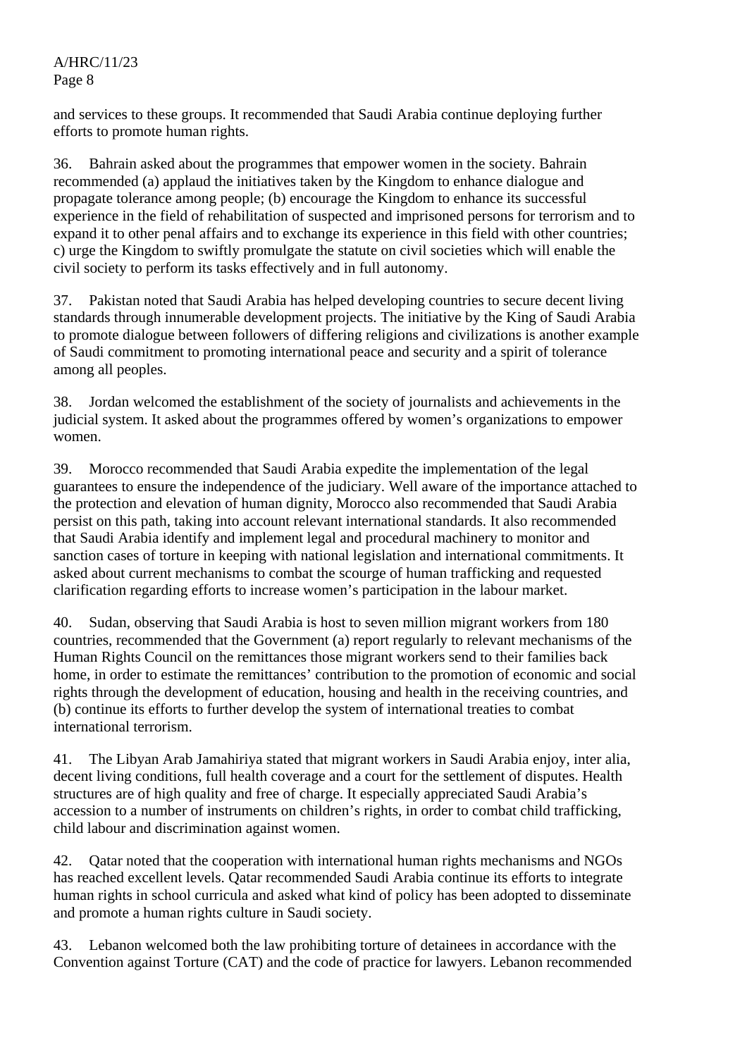and services to these groups. It recommended that Saudi Arabia continue deploying further efforts to promote human rights.

36. Bahrain asked about the programmes that empower women in the society. Bahrain recommended (a) applaud the initiatives taken by the Kingdom to enhance dialogue and propagate tolerance among people; (b) encourage the Kingdom to enhance its successful experience in the field of rehabilitation of suspected and imprisoned persons for terrorism and to expand it to other penal affairs and to exchange its experience in this field with other countries; c) urge the Kingdom to swiftly promulgate the statute on civil societies which will enable the civil society to perform its tasks effectively and in full autonomy.

37. Pakistan noted that Saudi Arabia has helped developing countries to secure decent living standards through innumerable development projects. The initiative by the King of Saudi Arabia to promote dialogue between followers of differing religions and civilizations is another example of Saudi commitment to promoting international peace and security and a spirit of tolerance among all peoples.

38. Jordan welcomed the establishment of the society of journalists and achievements in the judicial system. It asked about the programmes offered by women's organizations to empower women.

39. Morocco recommended that Saudi Arabia expedite the implementation of the legal guarantees to ensure the independence of the judiciary. Well aware of the importance attached to the protection and elevation of human dignity, Morocco also recommended that Saudi Arabia persist on this path, taking into account relevant international standards. It also recommended that Saudi Arabia identify and implement legal and procedural machinery to monitor and sanction cases of torture in keeping with national legislation and international commitments. It asked about current mechanisms to combat the scourge of human trafficking and requested clarification regarding efforts to increase women's participation in the labour market.

40. Sudan, observing that Saudi Arabia is host to seven million migrant workers from 180 countries, recommended that the Government (a) report regularly to relevant mechanisms of the Human Rights Council on the remittances those migrant workers send to their families back home, in order to estimate the remittances' contribution to the promotion of economic and social rights through the development of education, housing and health in the receiving countries, and (b) continue its efforts to further develop the system of international treaties to combat international terrorism.

41. The Libyan Arab Jamahiriya stated that migrant workers in Saudi Arabia enjoy, inter alia, decent living conditions, full health coverage and a court for the settlement of disputes. Health structures are of high quality and free of charge. It especially appreciated Saudi Arabia's accession to a number of instruments on children's rights, in order to combat child trafficking, child labour and discrimination against women.

42. Qatar noted that the cooperation with international human rights mechanisms and NGOs has reached excellent levels. Qatar recommended Saudi Arabia continue its efforts to integrate human rights in school curricula and asked what kind of policy has been adopted to disseminate and promote a human rights culture in Saudi society.

43. Lebanon welcomed both the law prohibiting torture of detainees in accordance with the Convention against Torture (CAT) and the code of practice for lawyers. Lebanon recommended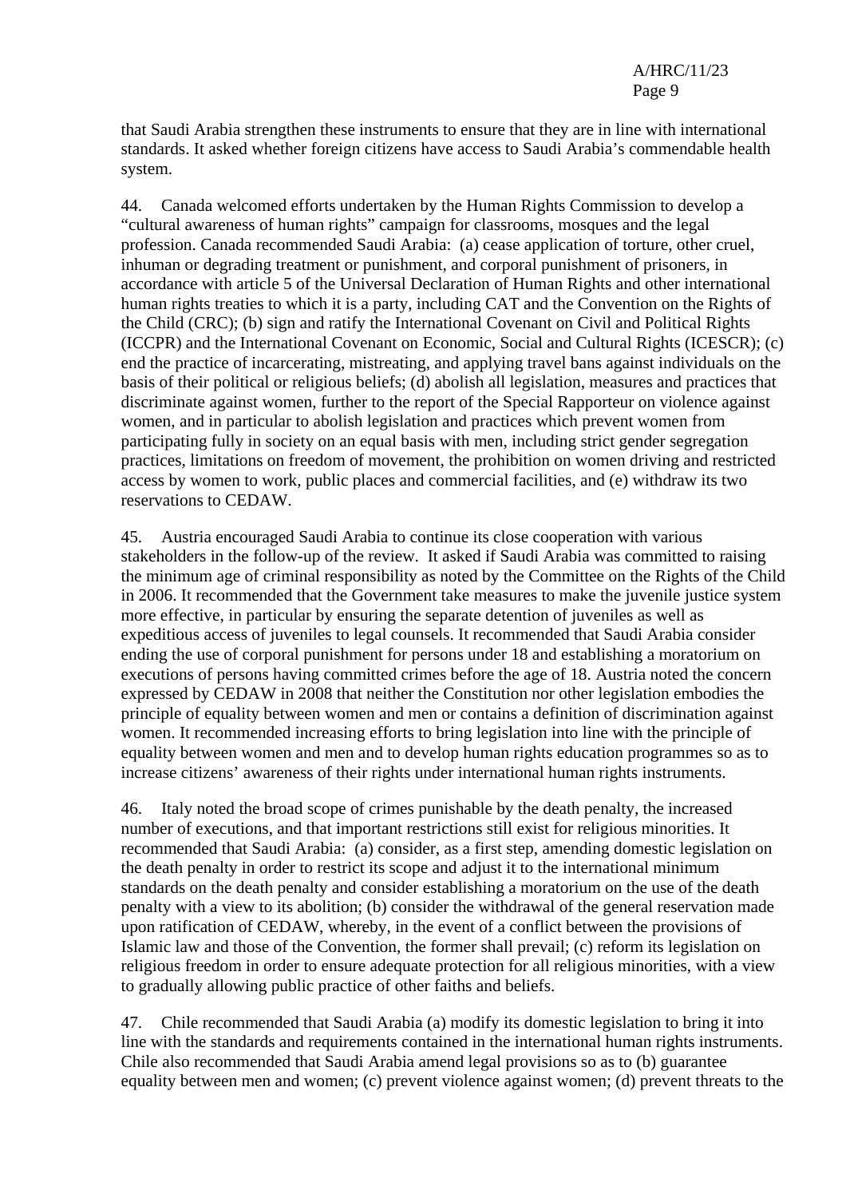that Saudi Arabia strengthen these instruments to ensure that they are in line with international standards. It asked whether foreign citizens have access to Saudi Arabia's commendable health system.

44. Canada welcomed efforts undertaken by the Human Rights Commission to develop a "cultural awareness of human rights" campaign for classrooms, mosques and the legal profession. Canada recommended Saudi Arabia: (a) cease application of torture, other cruel, inhuman or degrading treatment or punishment, and corporal punishment of prisoners, in accordance with article 5 of the Universal Declaration of Human Rights and other international human rights treaties to which it is a party, including CAT and the Convention on the Rights of the Child (CRC); (b) sign and ratify the International Covenant on Civil and Political Rights (ICCPR) and the International Covenant on Economic, Social and Cultural Rights (ICESCR); (c) end the practice of incarcerating, mistreating, and applying travel bans against individuals on the basis of their political or religious beliefs; (d) abolish all legislation, measures and practices that discriminate against women, further to the report of the Special Rapporteur on violence against women, and in particular to abolish legislation and practices which prevent women from participating fully in society on an equal basis with men, including strict gender segregation practices, limitations on freedom of movement, the prohibition on women driving and restricted access by women to work, public places and commercial facilities, and (e) withdraw its two reservations to CEDAW.

45. Austria encouraged Saudi Arabia to continue its close cooperation with various stakeholders in the follow-up of the review. It asked if Saudi Arabia was committed to raising the minimum age of criminal responsibility as noted by the Committee on the Rights of the Child in 2006. It recommended that the Government take measures to make the juvenile justice system more effective, in particular by ensuring the separate detention of juveniles as well as expeditious access of juveniles to legal counsels. It recommended that Saudi Arabia consider ending the use of corporal punishment for persons under 18 and establishing a moratorium on executions of persons having committed crimes before the age of 18. Austria noted the concern expressed by CEDAW in 2008 that neither the Constitution nor other legislation embodies the principle of equality between women and men or contains a definition of discrimination against women. It recommended increasing efforts to bring legislation into line with the principle of equality between women and men and to develop human rights education programmes so as to increase citizens' awareness of their rights under international human rights instruments.

46. Italy noted the broad scope of crimes punishable by the death penalty, the increased number of executions, and that important restrictions still exist for religious minorities. It recommended that Saudi Arabia: (a) consider, as a first step, amending domestic legislation on the death penalty in order to restrict its scope and adjust it to the international minimum standards on the death penalty and consider establishing a moratorium on the use of the death penalty with a view to its abolition; (b) consider the withdrawal of the general reservation made upon ratification of CEDAW, whereby, in the event of a conflict between the provisions of Islamic law and those of the Convention, the former shall prevail; (c) reform its legislation on religious freedom in order to ensure adequate protection for all religious minorities, with a view to gradually allowing public practice of other faiths and beliefs.

47. Chile recommended that Saudi Arabia (a) modify its domestic legislation to bring it into line with the standards and requirements contained in the international human rights instruments. Chile also recommended that Saudi Arabia amend legal provisions so as to (b) guarantee equality between men and women; (c) prevent violence against women; (d) prevent threats to the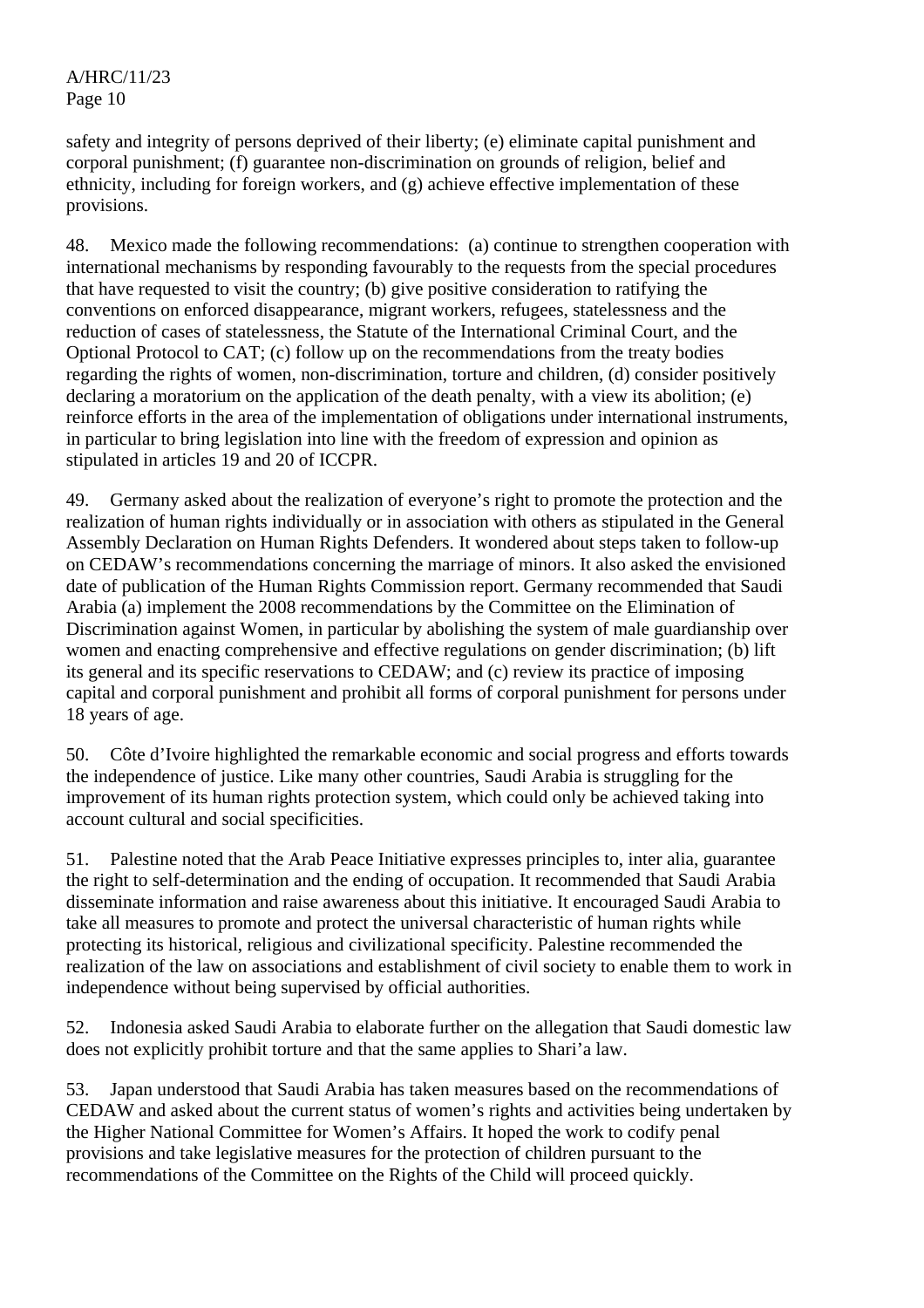safety and integrity of persons deprived of their liberty; (e) eliminate capital punishment and corporal punishment; (f) guarantee non-discrimination on grounds of religion, belief and ethnicity, including for foreign workers, and (g) achieve effective implementation of these provisions.

48. Mexico made the following recommendations: (a) continue to strengthen cooperation with international mechanisms by responding favourably to the requests from the special procedures that have requested to visit the country; (b) give positive consideration to ratifying the conventions on enforced disappearance, migrant workers, refugees, statelessness and the reduction of cases of statelessness, the Statute of the International Criminal Court, and the Optional Protocol to CAT; (c) follow up on the recommendations from the treaty bodies regarding the rights of women, non-discrimination, torture and children, (d) consider positively declaring a moratorium on the application of the death penalty, with a view its abolition; (e) reinforce efforts in the area of the implementation of obligations under international instruments, in particular to bring legislation into line with the freedom of expression and opinion as stipulated in articles 19 and 20 of ICCPR.

49. Germany asked about the realization of everyone's right to promote the protection and the realization of human rights individually or in association with others as stipulated in the General Assembly Declaration on Human Rights Defenders. It wondered about steps taken to follow-up on CEDAW's recommendations concerning the marriage of minors. It also asked the envisioned date of publication of the Human Rights Commission report. Germany recommended that Saudi Arabia (a) implement the 2008 recommendations by the Committee on the Elimination of Discrimination against Women, in particular by abolishing the system of male guardianship over women and enacting comprehensive and effective regulations on gender discrimination; (b) lift its general and its specific reservations to CEDAW; and (c) review its practice of imposing capital and corporal punishment and prohibit all forms of corporal punishment for persons under 18 years of age.

50. Côte d'Ivoire highlighted the remarkable economic and social progress and efforts towards the independence of justice. Like many other countries, Saudi Arabia is struggling for the improvement of its human rights protection system, which could only be achieved taking into account cultural and social specificities.

51. Palestine noted that the Arab Peace Initiative expresses principles to, inter alia, guarantee the right to self-determination and the ending of occupation. It recommended that Saudi Arabia disseminate information and raise awareness about this initiative. It encouraged Saudi Arabia to take all measures to promote and protect the universal characteristic of human rights while protecting its historical, religious and civilizational specificity. Palestine recommended the realization of the law on associations and establishment of civil society to enable them to work in independence without being supervised by official authorities.

52. Indonesia asked Saudi Arabia to elaborate further on the allegation that Saudi domestic law does not explicitly prohibit torture and that the same applies to Shari'a law.

53. Japan understood that Saudi Arabia has taken measures based on the recommendations of CEDAW and asked about the current status of women's rights and activities being undertaken by the Higher National Committee for Women's Affairs. It hoped the work to codify penal provisions and take legislative measures for the protection of children pursuant to the recommendations of the Committee on the Rights of the Child will proceed quickly.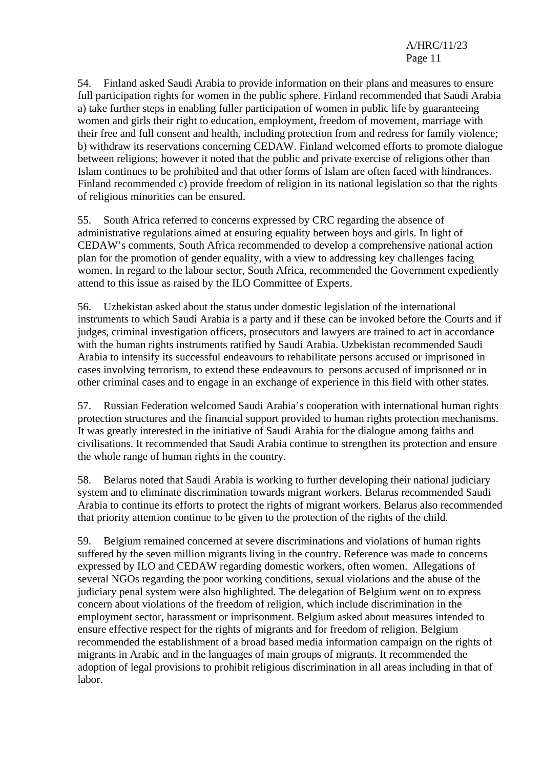54. Finland asked Saudi Arabia to provide information on their plans and measures to ensure full participation rights for women in the public sphere. Finland recommended that Saudi Arabia a) take further steps in enabling fuller participation of women in public life by guaranteeing women and girls their right to education, employment, freedom of movement, marriage with their free and full consent and health, including protection from and redress for family violence; b) withdraw its reservations concerning CEDAW. Finland welcomed efforts to promote dialogue between religions; however it noted that the public and private exercise of religions other than Islam continues to be prohibited and that other forms of Islam are often faced with hindrances. Finland recommended c) provide freedom of religion in its national legislation so that the rights of religious minorities can be ensured.

55. South Africa referred to concerns expressed by CRC regarding the absence of administrative regulations aimed at ensuring equality between boys and girls. In light of CEDAW's comments, South Africa recommended to develop a comprehensive national action plan for the promotion of gender equality, with a view to addressing key challenges facing women. In regard to the labour sector, South Africa, recommended the Government expediently attend to this issue as raised by the ILO Committee of Experts.

56. Uzbekistan asked about the status under domestic legislation of the international instruments to which Saudi Arabia is a party and if these can be invoked before the Courts and if judges, criminal investigation officers, prosecutors and lawyers are trained to act in accordance with the human rights instruments ratified by Saudi Arabia. Uzbekistan recommended Saudi Arabia to intensify its successful endeavours to rehabilitate persons accused or imprisoned in cases involving terrorism, to extend these endeavours to persons accused of imprisoned or in other criminal cases and to engage in an exchange of experience in this field with other states.

57. Russian Federation welcomed Saudi Arabia's cooperation with international human rights protection structures and the financial support provided to human rights protection mechanisms. It was greatly interested in the initiative of Saudi Arabia for the dialogue among faiths and civilisations. It recommended that Saudi Arabia continue to strengthen its protection and ensure the whole range of human rights in the country.

58. Belarus noted that Saudi Arabia is working to further developing their national judiciary system and to eliminate discrimination towards migrant workers. Belarus recommended Saudi Arabia to continue its efforts to protect the rights of migrant workers. Belarus also recommended that priority attention continue to be given to the protection of the rights of the child.

59. Belgium remained concerned at severe discriminations and violations of human rights suffered by the seven million migrants living in the country. Reference was made to concerns expressed by ILO and CEDAW regarding domestic workers, often women. Allegations of several NGOs regarding the poor working conditions, sexual violations and the abuse of the judiciary penal system were also highlighted. The delegation of Belgium went on to express concern about violations of the freedom of religion, which include discrimination in the employment sector, harassment or imprisonment. Belgium asked about measures intended to ensure effective respect for the rights of migrants and for freedom of religion. Belgium recommended the establishment of a broad based media information campaign on the rights of migrants in Arabic and in the languages of main groups of migrants. It recommended the adoption of legal provisions to prohibit religious discrimination in all areas including in that of labor.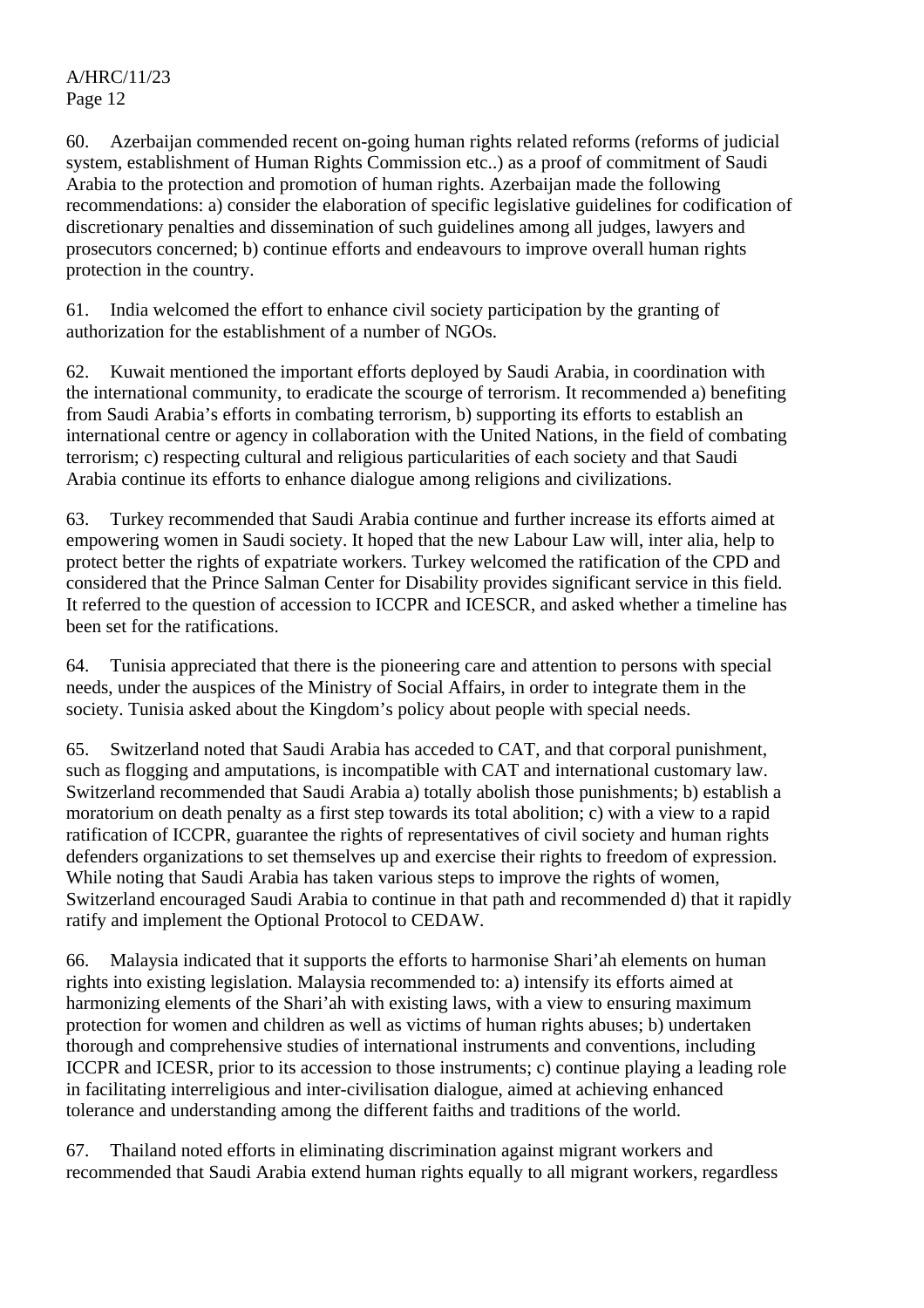60. Azerbaijan commended recent on-going human rights related reforms (reforms of judicial system, establishment of Human Rights Commission etc..) as a proof of commitment of Saudi Arabia to the protection and promotion of human rights. Azerbaijan made the following recommendations: a) consider the elaboration of specific legislative guidelines for codification of discretionary penalties and dissemination of such guidelines among all judges, lawyers and prosecutors concerned; b) continue efforts and endeavours to improve overall human rights protection in the country.

61. India welcomed the effort to enhance civil society participation by the granting of authorization for the establishment of a number of NGOs.

62. Kuwait mentioned the important efforts deployed by Saudi Arabia, in coordination with the international community, to eradicate the scourge of terrorism. It recommended a) benefiting from Saudi Arabia's efforts in combating terrorism, b) supporting its efforts to establish an international centre or agency in collaboration with the United Nations, in the field of combating terrorism; c) respecting cultural and religious particularities of each society and that Saudi Arabia continue its efforts to enhance dialogue among religions and civilizations.

63. Turkey recommended that Saudi Arabia continue and further increase its efforts aimed at empowering women in Saudi society. It hoped that the new Labour Law will, inter alia, help to protect better the rights of expatriate workers. Turkey welcomed the ratification of the CPD and considered that the Prince Salman Center for Disability provides significant service in this field. It referred to the question of accession to ICCPR and ICESCR, and asked whether a timeline has been set for the ratifications.

64. Tunisia appreciated that there is the pioneering care and attention to persons with special needs, under the auspices of the Ministry of Social Affairs, in order to integrate them in the society. Tunisia asked about the Kingdom's policy about people with special needs.

65. Switzerland noted that Saudi Arabia has acceded to CAT, and that corporal punishment, such as flogging and amputations, is incompatible with CAT and international customary law. Switzerland recommended that Saudi Arabia a) totally abolish those punishments; b) establish a moratorium on death penalty as a first step towards its total abolition; c) with a view to a rapid ratification of ICCPR, guarantee the rights of representatives of civil society and human rights defenders organizations to set themselves up and exercise their rights to freedom of expression. While noting that Saudi Arabia has taken various steps to improve the rights of women, Switzerland encouraged Saudi Arabia to continue in that path and recommended d) that it rapidly ratify and implement the Optional Protocol to CEDAW.

66. Malaysia indicated that it supports the efforts to harmonise Shari'ah elements on human rights into existing legislation. Malaysia recommended to: a) intensify its efforts aimed at harmonizing elements of the Shari'ah with existing laws, with a view to ensuring maximum protection for women and children as well as victims of human rights abuses; b) undertaken thorough and comprehensive studies of international instruments and conventions, including ICCPR and ICESR, prior to its accession to those instruments; c) continue playing a leading role in facilitating interreligious and inter-civilisation dialogue, aimed at achieving enhanced tolerance and understanding among the different faiths and traditions of the world.

67. Thailand noted efforts in eliminating discrimination against migrant workers and recommended that Saudi Arabia extend human rights equally to all migrant workers, regardless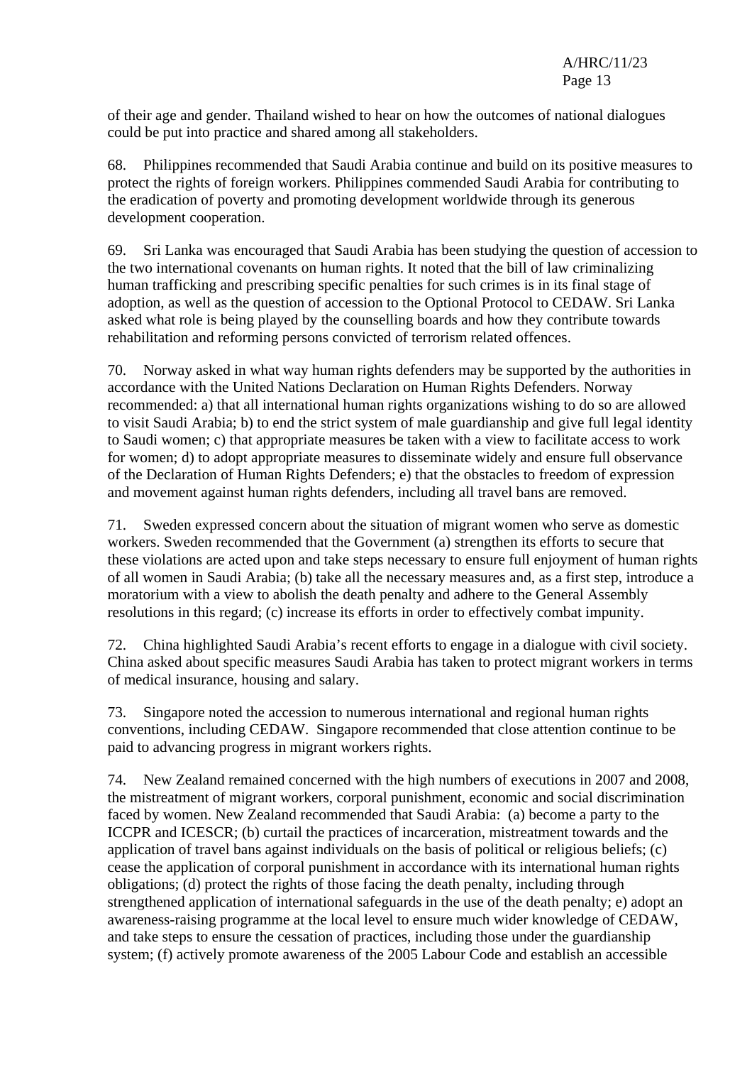of their age and gender. Thailand wished to hear on how the outcomes of national dialogues could be put into practice and shared among all stakeholders.

68. Philippines recommended that Saudi Arabia continue and build on its positive measures to protect the rights of foreign workers. Philippines commended Saudi Arabia for contributing to the eradication of poverty and promoting development worldwide through its generous development cooperation.

69. Sri Lanka was encouraged that Saudi Arabia has been studying the question of accession to the two international covenants on human rights. It noted that the bill of law criminalizing human trafficking and prescribing specific penalties for such crimes is in its final stage of adoption, as well as the question of accession to the Optional Protocol to CEDAW. Sri Lanka asked what role is being played by the counselling boards and how they contribute towards rehabilitation and reforming persons convicted of terrorism related offences.

70. Norway asked in what way human rights defenders may be supported by the authorities in accordance with the United Nations Declaration on Human Rights Defenders. Norway recommended: a) that all international human rights organizations wishing to do so are allowed to visit Saudi Arabia; b) to end the strict system of male guardianship and give full legal identity to Saudi women; c) that appropriate measures be taken with a view to facilitate access to work for women; d) to adopt appropriate measures to disseminate widely and ensure full observance of the Declaration of Human Rights Defenders; e) that the obstacles to freedom of expression and movement against human rights defenders, including all travel bans are removed.

71. Sweden expressed concern about the situation of migrant women who serve as domestic workers. Sweden recommended that the Government (a) strengthen its efforts to secure that these violations are acted upon and take steps necessary to ensure full enjoyment of human rights of all women in Saudi Arabia; (b) take all the necessary measures and, as a first step, introduce a moratorium with a view to abolish the death penalty and adhere to the General Assembly resolutions in this regard; (c) increase its efforts in order to effectively combat impunity.

72. China highlighted Saudi Arabia's recent efforts to engage in a dialogue with civil society. China asked about specific measures Saudi Arabia has taken to protect migrant workers in terms of medical insurance, housing and salary.

73. Singapore noted the accession to numerous international and regional human rights conventions, including CEDAW. Singapore recommended that close attention continue to be paid to advancing progress in migrant workers rights.

74. New Zealand remained concerned with the high numbers of executions in 2007 and 2008, the mistreatment of migrant workers, corporal punishment, economic and social discrimination faced by women. New Zealand recommended that Saudi Arabia: (a) become a party to the ICCPR and ICESCR; (b) curtail the practices of incarceration, mistreatment towards and the application of travel bans against individuals on the basis of political or religious beliefs; (c) cease the application of corporal punishment in accordance with its international human rights obligations; (d) protect the rights of those facing the death penalty, including through strengthened application of international safeguards in the use of the death penalty; e) adopt an awareness-raising programme at the local level to ensure much wider knowledge of CEDAW, and take steps to ensure the cessation of practices, including those under the guardianship system; (f) actively promote awareness of the 2005 Labour Code and establish an accessible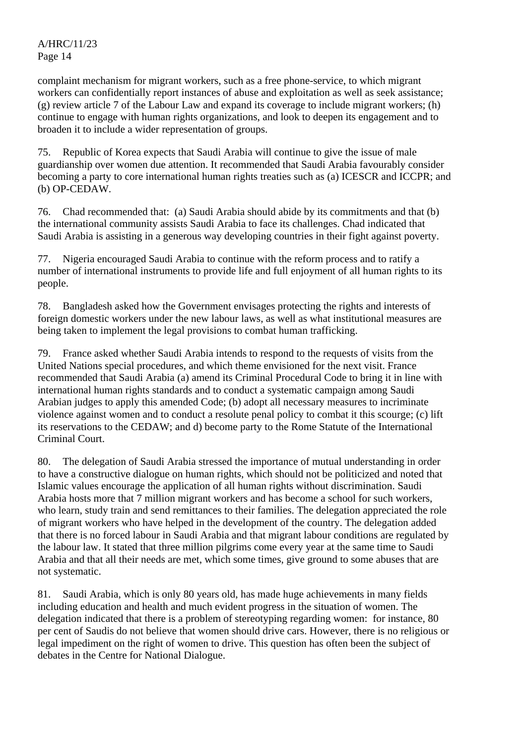complaint mechanism for migrant workers, such as a free phone-service, to which migrant workers can confidentially report instances of abuse and exploitation as well as seek assistance; (g) review article 7 of the Labour Law and expand its coverage to include migrant workers; (h) continue to engage with human rights organizations, and look to deepen its engagement and to broaden it to include a wider representation of groups.

75. Republic of Korea expects that Saudi Arabia will continue to give the issue of male guardianship over women due attention. It recommended that Saudi Arabia favourably consider becoming a party to core international human rights treaties such as (a) ICESCR and ICCPR; and (b) OP-CEDAW.

76. Chad recommended that: (a) Saudi Arabia should abide by its commitments and that (b) the international community assists Saudi Arabia to face its challenges. Chad indicated that Saudi Arabia is assisting in a generous way developing countries in their fight against poverty.

77. Nigeria encouraged Saudi Arabia to continue with the reform process and to ratify a number of international instruments to provide life and full enjoyment of all human rights to its people.

78. Bangladesh asked how the Government envisages protecting the rights and interests of foreign domestic workers under the new labour laws, as well as what institutional measures are being taken to implement the legal provisions to combat human trafficking.

79. France asked whether Saudi Arabia intends to respond to the requests of visits from the United Nations special procedures, and which theme envisioned for the next visit. France recommended that Saudi Arabia (a) amend its Criminal Procedural Code to bring it in line with international human rights standards and to conduct a systematic campaign among Saudi Arabian judges to apply this amended Code; (b) adopt all necessary measures to incriminate violence against women and to conduct a resolute penal policy to combat it this scourge; (c) lift its reservations to the CEDAW; and d) become party to the Rome Statute of the International Criminal Court.

80. The delegation of Saudi Arabia stressed the importance of mutual understanding in order to have a constructive dialogue on human rights, which should not be politicized and noted that Islamic values encourage the application of all human rights without discrimination. Saudi Arabia hosts more that 7 million migrant workers and has become a school for such workers, who learn, study train and send remittances to their families. The delegation appreciated the role of migrant workers who have helped in the development of the country. The delegation added that there is no forced labour in Saudi Arabia and that migrant labour conditions are regulated by the labour law. It stated that three million pilgrims come every year at the same time to Saudi Arabia and that all their needs are met, which some times, give ground to some abuses that are not systematic.

81. Saudi Arabia, which is only 80 years old, has made huge achievements in many fields including education and health and much evident progress in the situation of women. The delegation indicated that there is a problem of stereotyping regarding women: for instance, 80 per cent of Saudis do not believe that women should drive cars. However, there is no religious or legal impediment on the right of women to drive. This question has often been the subject of debates in the Centre for National Dialogue.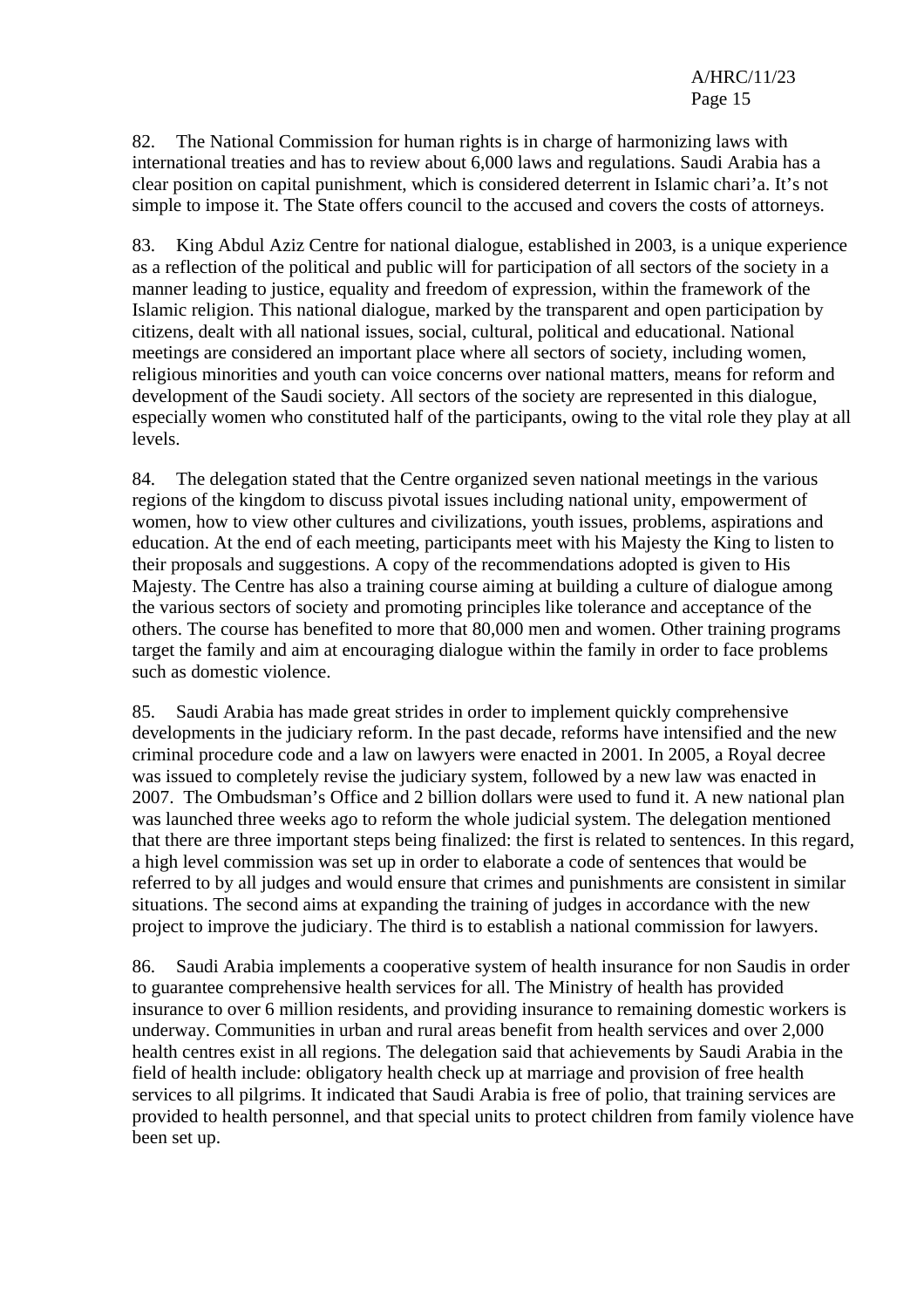82. The National Commission for human rights is in charge of harmonizing laws with international treaties and has to review about 6,000 laws and regulations. Saudi Arabia has a clear position on capital punishment, which is considered deterrent in Islamic chari'a. It's not simple to impose it. The State offers council to the accused and covers the costs of attorneys.

83. King Abdul Aziz Centre for national dialogue, established in 2003, is a unique experience as a reflection of the political and public will for participation of all sectors of the society in a manner leading to justice, equality and freedom of expression, within the framework of the Islamic religion. This national dialogue, marked by the transparent and open participation by citizens, dealt with all national issues, social, cultural, political and educational. National meetings are considered an important place where all sectors of society, including women, religious minorities and youth can voice concerns over national matters, means for reform and development of the Saudi society. All sectors of the society are represented in this dialogue, especially women who constituted half of the participants, owing to the vital role they play at all levels.

84. The delegation stated that the Centre organized seven national meetings in the various regions of the kingdom to discuss pivotal issues including national unity, empowerment of women, how to view other cultures and civilizations, youth issues, problems, aspirations and education. At the end of each meeting, participants meet with his Majesty the King to listen to their proposals and suggestions. A copy of the recommendations adopted is given to His Majesty. The Centre has also a training course aiming at building a culture of dialogue among the various sectors of society and promoting principles like tolerance and acceptance of the others. The course has benefited to more that 80,000 men and women. Other training programs target the family and aim at encouraging dialogue within the family in order to face problems such as domestic violence.

85. Saudi Arabia has made great strides in order to implement quickly comprehensive developments in the judiciary reform. In the past decade, reforms have intensified and the new criminal procedure code and a law on lawyers were enacted in 2001. In 2005, a Royal decree was issued to completely revise the judiciary system, followed by a new law was enacted in 2007. The Ombudsman's Office and 2 billion dollars were used to fund it. A new national plan was launched three weeks ago to reform the whole judicial system. The delegation mentioned that there are three important steps being finalized: the first is related to sentences. In this regard, a high level commission was set up in order to elaborate a code of sentences that would be referred to by all judges and would ensure that crimes and punishments are consistent in similar situations. The second aims at expanding the training of judges in accordance with the new project to improve the judiciary. The third is to establish a national commission for lawyers.

86. Saudi Arabia implements a cooperative system of health insurance for non Saudis in order to guarantee comprehensive health services for all. The Ministry of health has provided insurance to over 6 million residents, and providing insurance to remaining domestic workers is underway. Communities in urban and rural areas benefit from health services and over 2,000 health centres exist in all regions. The delegation said that achievements by Saudi Arabia in the field of health include: obligatory health check up at marriage and provision of free health services to all pilgrims. It indicated that Saudi Arabia is free of polio, that training services are provided to health personnel, and that special units to protect children from family violence have been set up.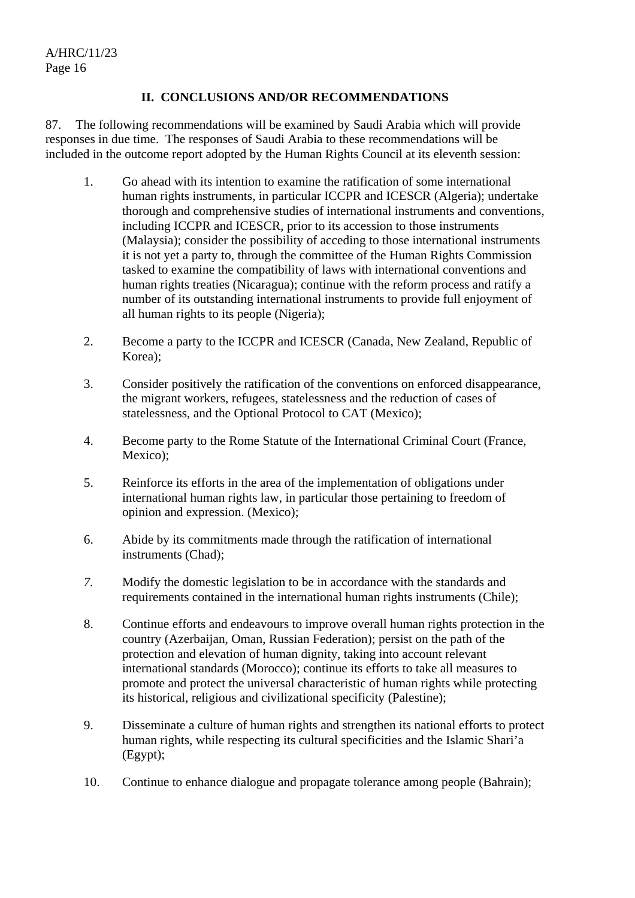## II. CONCLUSIONS AND/OR RECOMMENDATIONS

87. The following recommendations will be examined by Saudi Arabia which will provide responses in due time. The responses of Saudi Arabia to these recommendations will be included in the outcome report adopted by the Human Rights Council at its eleventh session:

1. Go ahead with its intention to examine the ratification of some international human rights instruments, in particular ICCPR and ICESCR (Algeria); undertake thorough and comprehensive studies of international instruments and conventions, including ICCPR and ICESCR, prior to its accession to those instruments (Malaysia); consider the possibility of acceding to those international instruments it is not yet a party to, through the committee of the Human Rights Commission tasked to examine the compatibility of laws with international conventions and human rights treaties (Nicaragua); continue with the reform process and ratify a number of its outstanding international instruments to provide full enjoyment of all human rights to its people (Nigeria);

2. Become a party to the ICCPR and ICESCR (Canada, New Zealand, Republic of Korea);

3. Consider positively the ratification of the conventions on enforced disappearance, the migrant workers, refugees, statelessness and the reduction of cases of statelessness, and the Optional Protocol to CAT (Mexico);

4. Become party to the Rome Statute of the International Criminal Court (France, Mexico);

5. Reinforce its efforts in the area of the implementation of obligations under international human rights law, in particular those pertaining to freedom of opinion and expression. (Mexico);

6. Abide by its commitments made through the ratification of international instruments (Chad);

7. Modify the domestic legislation to be in accordance with the standards and requirements contained in the international human rights instruments (Chile);

8. Continue efforts and endeavours to improve overall human rights protection in the country (Azerbaijan, Oman, Russian Federation); persist on the path of the protection and elevation of human dignity, taking into account relevant international standards (Morocco); continue its efforts to take all measures to promote and protect the universal characteristic of human rights while protecting its historical, religious and civilizational specificity (Palestine);

9. Disseminate a culture of human rights and strengthen its national efforts to protect human rights, while respecting its cultural specificities and the Islamic Shari'a (Egypt);

10. Continue to enhance dialogue and propagate tolerance among people (Bahrain);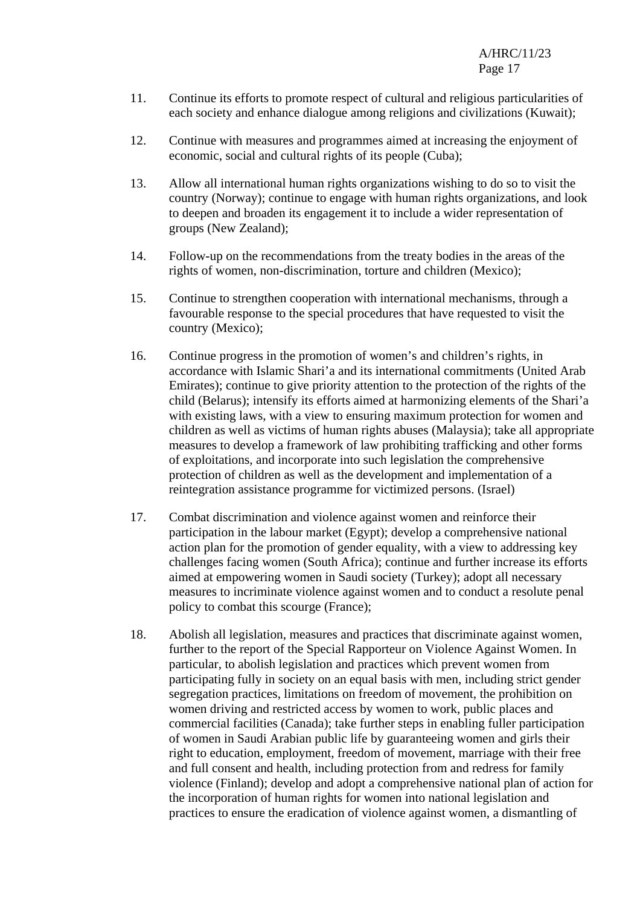11. Continue its efforts to promote respect of cultural and religious particularities of each society and enhance dialogue among religions and civilizations (Kuwait);

12. Continue with measures and programmes aimed at increasing the enjoyment of economic, social and cultural rights of its people (Cuba);

13. Allow all international human rights organizations wishing to do so to visit the country (Norway); continue to engage with human rights organizations, and look to deepen and broaden its engagement it to include a wider representation of groups (New Zealand);

14. Follow-up on the recommendations from the treaty bodies in the areas of the rights of women, non-discrimination, torture and children (Mexico);

15. Continue to strengthen cooperation with international mechanisms, through a favourable response to the special procedures that have requested to visit the country (Mexico);

16. Continue progress in the promotion of women's and children's rights, in accordance with Islamic Shari'a and its international commitments (United Arab Emirates); continue to give priority attention to the protection of the rights of the child (Belarus); intensify its efforts aimed at harmonizing elements of the Shari'a with existing laws, with a view to ensuring maximum protection for women and children as well as victims of human rights abuses (Malaysia); take all appropriate measures to develop a framework of law prohibiting trafficking and other forms of exploitations, and incorporate into such legislation the comprehensive protection of children as well as the development and implementation of a reintegration assistance programme for victimized persons. (Israel)

17. Combat discrimination and violence against women and reinforce their participation in the labour market (Egypt); develop a comprehensive national action plan for the promotion of gender equality, with a view to addressing key challenges facing women (South Africa); continue and further increase its efforts aimed at empowering women in Saudi society (Turkey); adopt all necessary measures to incriminate violence against women and to conduct a resolute penal policy to combat this scourge (France);

18. Abolish all legislation, measures and practices that discriminate against women, further to the report of the Special Rapporteur on Violence Against Women. In particular, to abolish legislation and practices which prevent women from participating fully in society on an equal basis with men, including strict gender segregation practices, limitations on freedom of movement, the prohibition on women driving and restricted access by women to work, public places and commercial facilities (Canada); take further steps in enabling fuller participation of women in Saudi Arabian public life by guaranteeing women and girls their right to education, employment, freedom of movement, marriage with their free and full consent and health, including protection from and redress for family violence (Finland); develop and adopt a comprehensive national plan of action for the incorporation of human rights for women into national legislation and practices to ensure the eradication of violence against women, a dismantling of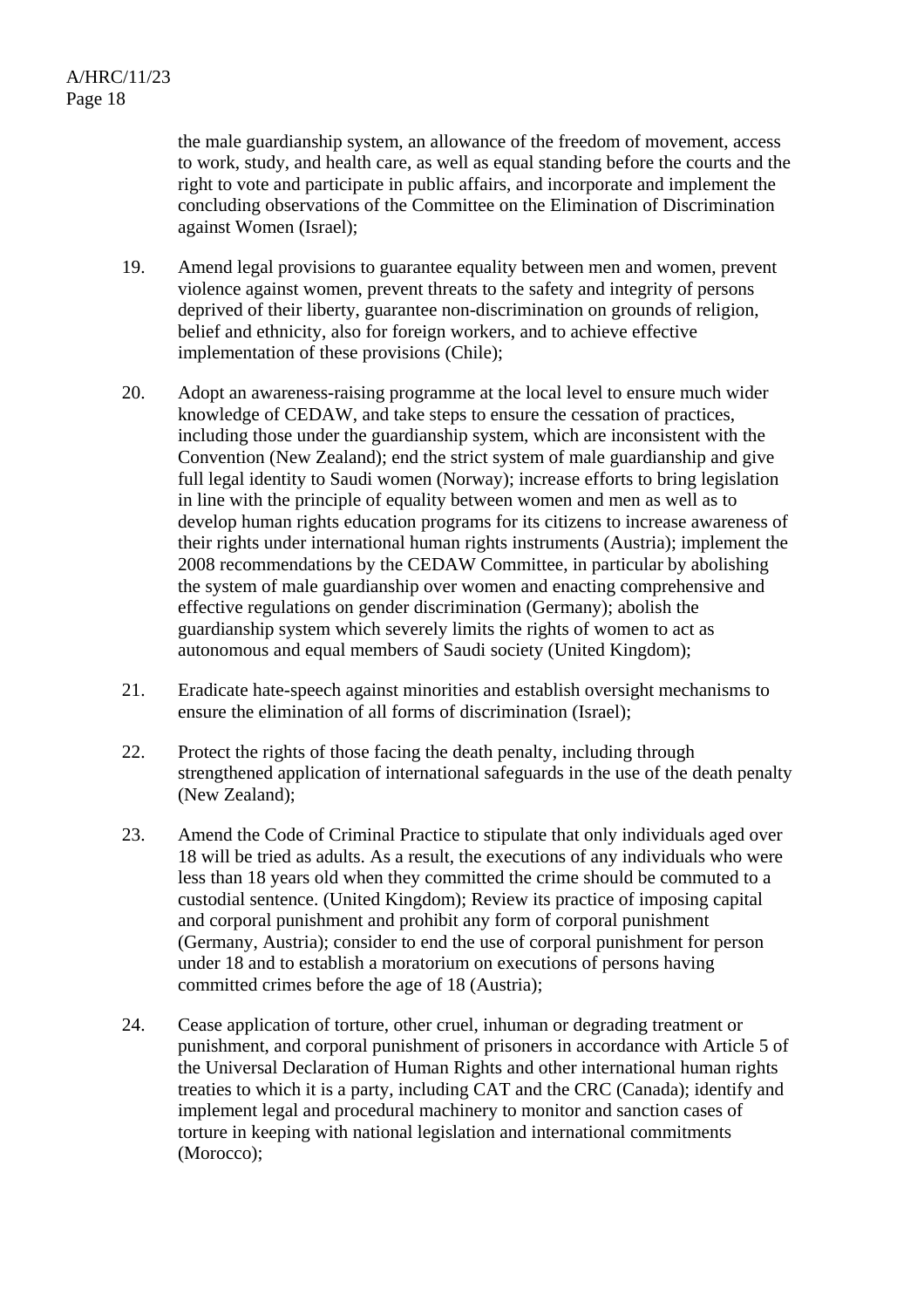the male guardianship system, an allowance of the freedom of movement, access to work, study, and health care, as well as equal standing before the courts and the right to vote and participate in public affairs, and incorporate and implement the concluding observations of the Committee on the Elimination of Discrimination against Women (Israel);

19. Amend legal provisions to guarantee equality between men and women, prevent violence against women, prevent threats to the safety and integrity of persons deprived of their liberty, guarantee non-discrimination on grounds of religion, belief and ethnicity, also for foreign workers, and to achieve effective implementation of these provisions (Chile);

20. Adopt an awareness-raising programme at the local level to ensure much wider knowledge of CEDAW, and take steps to ensure the cessation of practices, including those under the guardianship system, which are inconsistent with the Convention (New Zealand); end the strict system of male guardianship and give full legal identity to Saudi women (Norway); increase efforts to bring legislation in line with the principle of equality between women and men as well as to develop human rights education programs for its citizens to increase awareness of their rights under international human rights instruments (Austria); implement the 2008 recommendations by the CEDAW Committee, in particular by abolishing the system of male guardianship over women and enacting comprehensive and effective regulations on gender discrimination (Germany); abolish the guardianship system which severely limits the rights of women to act as autonomous and equal members of Saudi society (United Kingdom);

21. Eradicate hate-speech against minorities and establish oversight mechanisms to ensure the elimination of all forms of discrimination (Israel);

22. Protect the rights of those facing the death penalty, including through strengthened application of international safeguards in the use of the death penalty (New Zealand);

23. Amend the Code of Criminal Practice to stipulate that only individuals aged over 18 will be tried as adults. As a result, the executions of any individuals who were less than 18 years old when they committed the crime should be commuted to a custodial sentence. (United Kingdom); Review its practice of imposing capital and corporal punishment and prohibit any form of corporal punishment (Germany, Austria); consider to end the use of corporal punishment for person under 18 and to establish a moratorium on executions of persons having committed crimes before the age of 18 (Austria);

24. Cease application of torture, other cruel, inhuman or degrading treatment or punishment, and corporal punishment of prisoners in accordance with Article 5 of the Universal Declaration of Human Rights and other international human rights treaties to which it is a party, including CAT and the CRC (Canada); identify and implement legal and procedural machinery to monitor and sanction cases of torture in keeping with national legislation and international commitments (Morocco);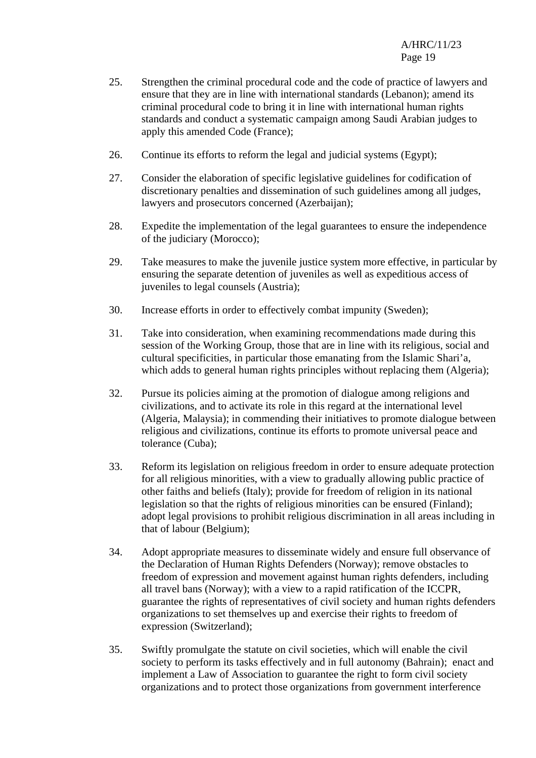25. Strengthen the criminal procedural code and the code of practice of lawyers and ensure that they are in line with international standards (Lebanon); amend its criminal procedural code to bring it in line with international human rights standards and conduct a systematic campaign among Saudi Arabian judges to apply this amended Code (France);

26. Continue its efforts to reform the legal and judicial systems (Egypt);

27. Consider the elaboration of specific legislative guidelines for codification of discretionary penalties and dissemination of such guidelines among all judges, lawyers and prosecutors concerned (Azerbaijan);

28. Expedite the implementation of the legal guarantees to ensure the independence of the judiciary (Morocco);

29. Take measures to make the juvenile justice system more effective, in particular by ensuring the separate detention of juveniles as well as expeditious access of juveniles to legal counsels (Austria);

30. Increase efforts in order to effectively combat impunity (Sweden);

31. Take into consideration, when examining recommendations made during this session of the Working Group, those that are in line with its religious, social and cultural specificities, in particular those emanating from the Islamic Shari'a, which adds to general human rights principles without replacing them (Algeria);

32. Pursue its policies aiming at the promotion of dialogue among religions and civilizations, and to activate its role in this regard at the international level (Algeria, Malaysia); in commending their initiatives to promote dialogue between religious and civilizations, continue its efforts to promote universal peace and tolerance (Cuba);

33. Reform its legislation on religious freedom in order to ensure adequate protection for all religious minorities, with a view to gradually allowing public practice of other faiths and beliefs (Italy); provide for freedom of religion in its national legislation so that the rights of religious minorities can be ensured (Finland); adopt legal provisions to prohibit religious discrimination in all areas including in that of labour (Belgium);

34. Adopt appropriate measures to disseminate widely and ensure full observance of the Declaration of Human Rights Defenders (Norway); remove obstacles to freedom of expression and movement against human rights defenders, including all travel bans (Norway); with a view to a rapid ratification of the ICCPR, guarantee the rights of representatives of civil society and human rights defenders organizations to set themselves up and exercise their rights to freedom of expression (Switzerland);

35. Swiftly promulgate the statute on civil societies, which will enable the civil society to perform its tasks effectively and in full autonomy (Bahrain); enact and implement a Law of Association to guarantee the right to form civil society organizations and to protect those organizations from government interference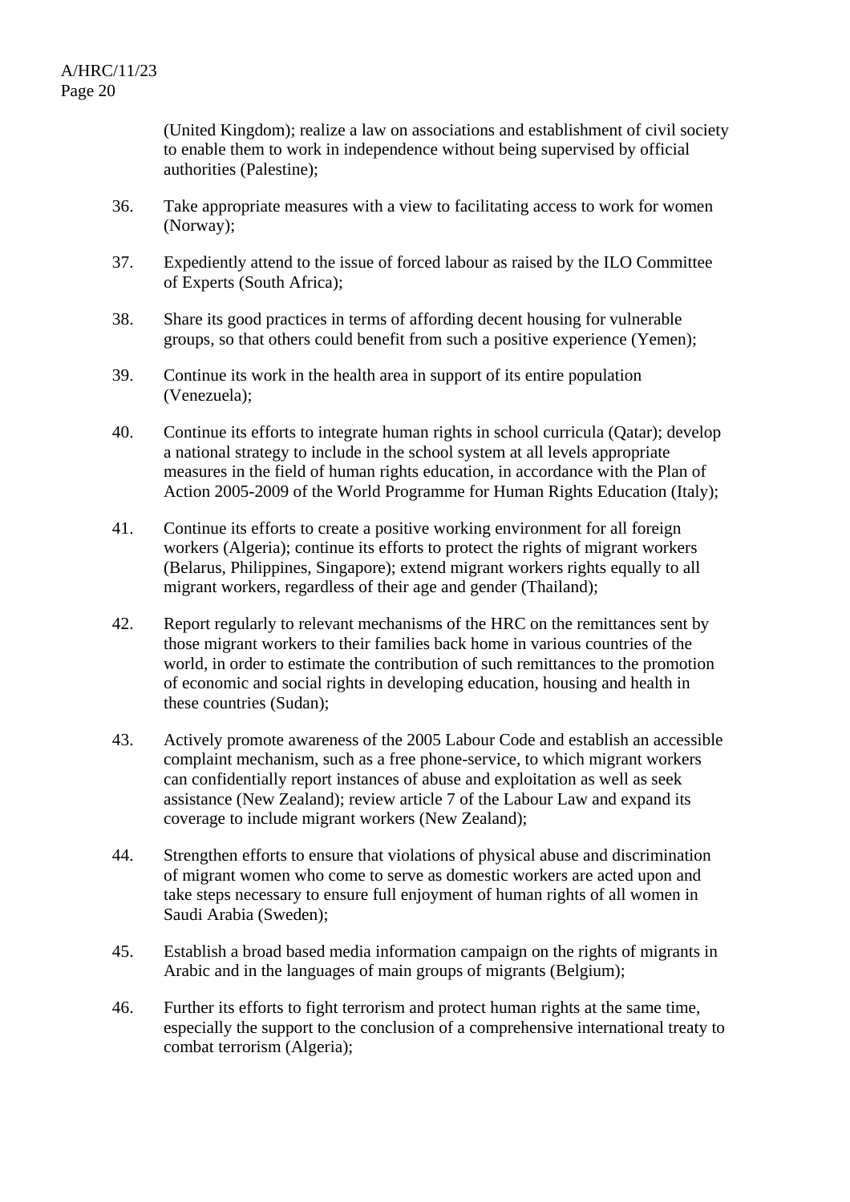(United Kingdom); realize a law on associations and establishment of civil society to enable them to work in independence without being supervised by official authorities (Palestine);

36. Take appropriate measures with a view to facilitating access to work for women (Norway);

37. Expediently attend to the issue of forced labour as raised by the ILO Committee of Experts (South Africa);

38. Share its good practices in terms of affording decent housing for vulnerable groups, so that others could benefit from such a positive experience (Yemen);

39. Continue its work in the health area in support of its entire population (Venezuela);

40. Continue its efforts to integrate human rights in school curricula (Qatar); develop a national strategy to include in the school system at all levels appropriate measures in the field of human rights education, in accordance with the Plan of Action 2005-2009 of the World Programme for Human Rights Education (Italy);

41. Continue its efforts to create a positive working environment for all foreign workers (Algeria); continue its efforts to protect the rights of migrant workers (Belarus, Philippines, Singapore); extend migrant workers rights equally to all migrant workers, regardless of their age and gender (Thailand);

42. Report regularly to relevant mechanisms of the HRC on the remittances sent by those migrant workers to their families back home in various countries of the world, in order to estimate the contribution of such remittances to the promotion of economic and social rights in developing education, housing and health in these countries (Sudan);

43. Actively promote awareness of the 2005 Labour Code and establish an accessible complaint mechanism, such as a free phone-service, to which migrant workers can confidentially report instances of abuse and exploitation as well as seek assistance (New Zealand); review article 7 of the Labour Law and expand its coverage to include migrant workers (New Zealand);

44. Strengthen efforts to ensure that violations of physical abuse and discrimination of migrant women who come to serve as domestic workers are acted upon and take steps necessary to ensure full enjoyment of human rights of all women in Saudi Arabia (Sweden);

45. Establish a broad based media information campaign on the rights of migrants in Arabic and in the languages of main groups of migrants (Belgium);

46. Further its efforts to fight terrorism and protect human rights at the same time, especially the support to the conclusion of a comprehensive international treaty to combat terrorism (Algeria);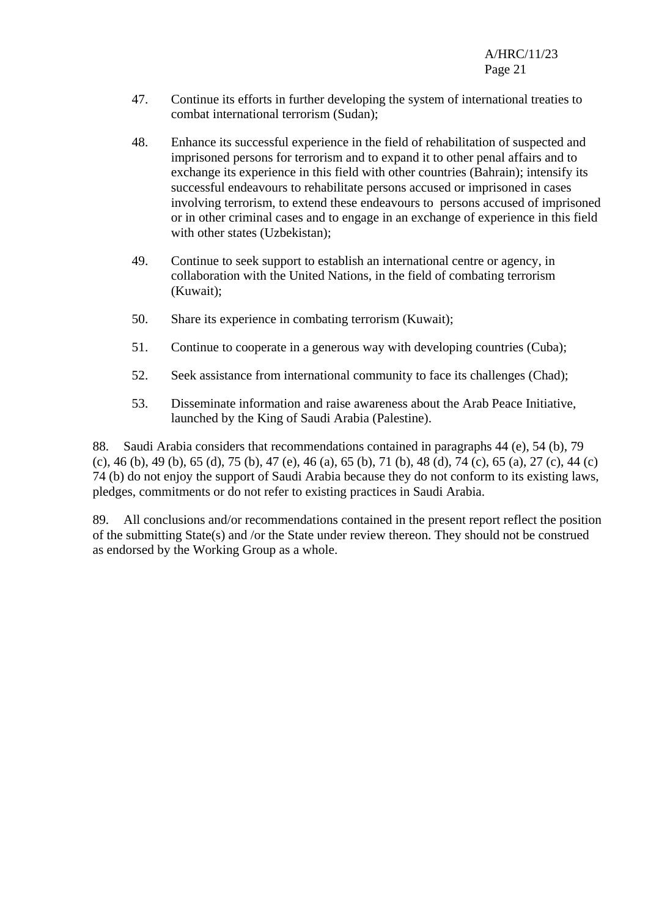47. Continue its efforts in further developing the system of international treaties to combat international terrorism (Sudan);

48. Enhance its successful experience in the field of rehabilitation of suspected and imprisoned persons for terrorism and to expand it to other penal affairs and to exchange its experience in this field with other countries (Bahrain); intensify its successful endeavours to rehabilitate persons accused or imprisoned in cases involving terrorism, to extend these endeavours to persons accused of imprisoned or in other criminal cases and to engage in an exchange of experience in this field with other states (Uzbekistan);

49. Continue to seek support to establish an international centre or agency, in collaboration with the United Nations, in the field of combating terrorism (Kuwait);

50. Share its experience in combating terrorism (Kuwait);

51. Continue to cooperate in a generous way with developing countries (Cuba);

52. Seek assistance from international community to face its challenges (Chad);

53. Disseminate information and raise awareness about the Arab Peace Initiative, launched by the King of Saudi Arabia (Palestine).

88. Saudi Arabia considers that recommendations contained in paragraphs 44 (e), 54 (b), 79 (c), 46 (b), 49 (b), 65 (d), 75 (b), 47 (e), 46 (a), 65 (b), 71 (b), 48 (d), 74 (c), 65 (a), 27 (c), 44 (c) 74 (b) do not enjoy the support of Saudi Arabia because they do not conform to its existing laws, pledges, commitments or do not refer to existing practices in Saudi Arabia.

89. All conclusions and/or recommendations contained in the present report reflect the position of the submitting State(s) and /or the State under review thereon. They should not be construed as endorsed by the Working Group as a whole.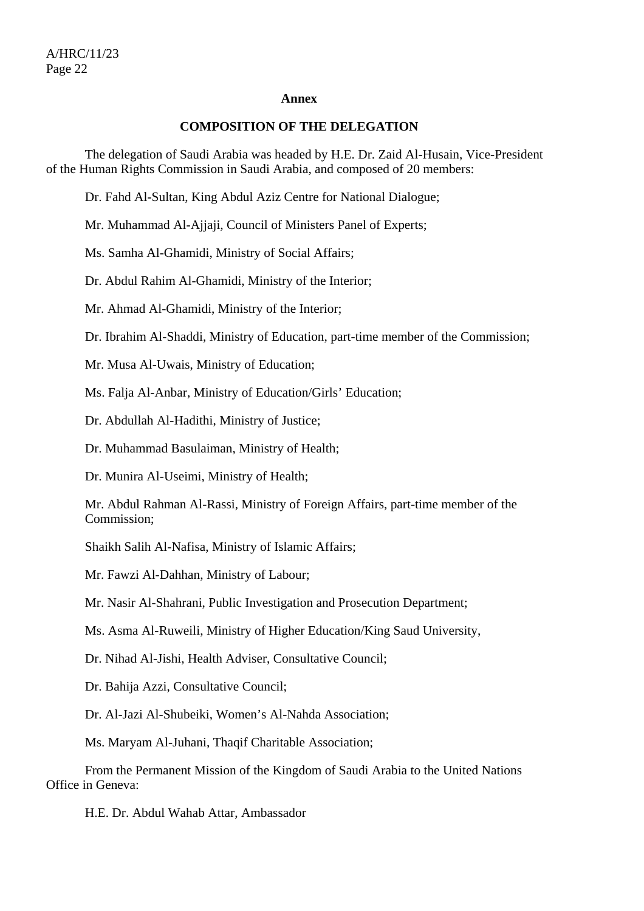## Annex

## COMPOSITION OF THE DELEGATION

The delegation of Saudi Arabia was headed by H.E. Dr. Zaid Al-Husain, Vice-President of the Human Rights Commission in Saudi Arabia, and composed of 20 members:

Dr. Fahd Al-Sultan, King Abdul Aziz Centre for National Dialogue;

Mr. Muhammad Al-Ajjaji, Council of Ministers Panel of Experts;

Ms. Samha Al-Ghamidi, Ministry of Social Affairs;

Dr. Abdul Rahim Al-Ghamidi, Ministry of the Interior;

Mr. Ahmad Al-Ghamidi, Ministry of the Interior;

Dr. Ibrahim Al-Shaddi, Ministry of Education, part-time member of the Commission;

Mr. Musa Al-Uwais, Ministry of Education;

Ms. Falja Al-Anbar, Ministry of Education/Girls' Education;

Dr. Abdullah Al-Hadithi, Ministry of Justice;

Dr. Muhammad Basulaiman, Ministry of Health;

Dr. Munira Al-Useimi, Ministry of Health;

Mr. Abdul Rahman Al-Rassi, Ministry of Foreign Affairs, part-time member of the Commission;

Shaikh Salih Al-Nafisa, Ministry of Islamic Affairs;

Mr. Fawzi Al-Dahhan, Ministry of Labour;

Mr. Nasir Al-Shahrani, Public Investigation and Prosecution Department;

Ms. Asma Al-Ruweili, Ministry of Higher Education/King Saud University,

Dr. Nihad Al-Jishi, Health Adviser, Consultative Council;

Dr. Bahija Azzi, Consultative Council;

Dr. Al-Jazi Al-Shubeiki, Women's Al-Nahda Association;

Ms. Maryam Al-Juhani, Thaqif Charitable Association;

From the Permanent Mission of the Kingdom of Saudi Arabia to the United Nations Office in Geneva:

H.E. Dr. Abdul Wahab Attar, Ambassador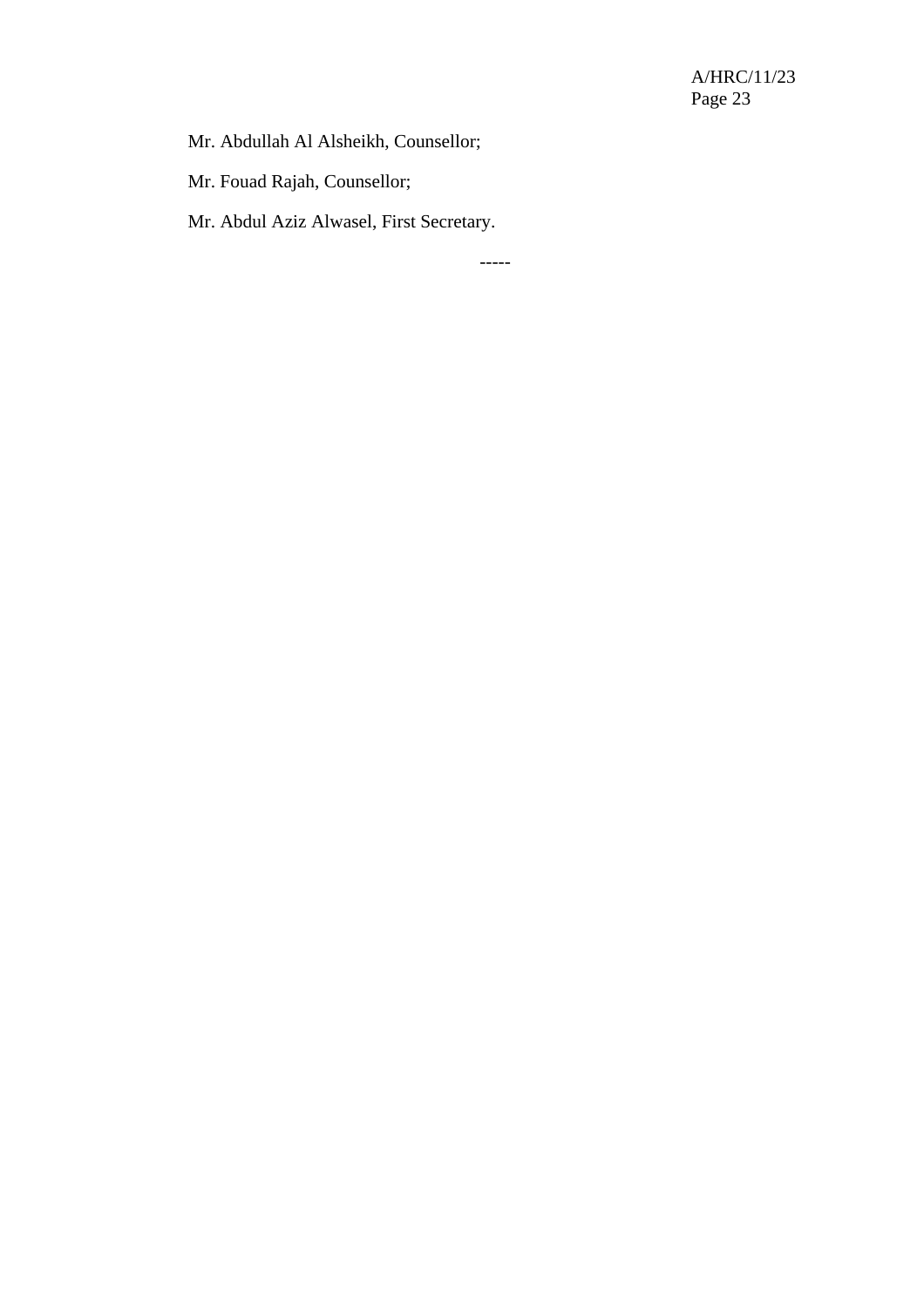Mr. Abdullah Al Alsheikh, Counsellor;

Mr. Fouad Rajah, Counsellor;

Mr. Abdul Aziz Alwasel, First Secretary.

-----